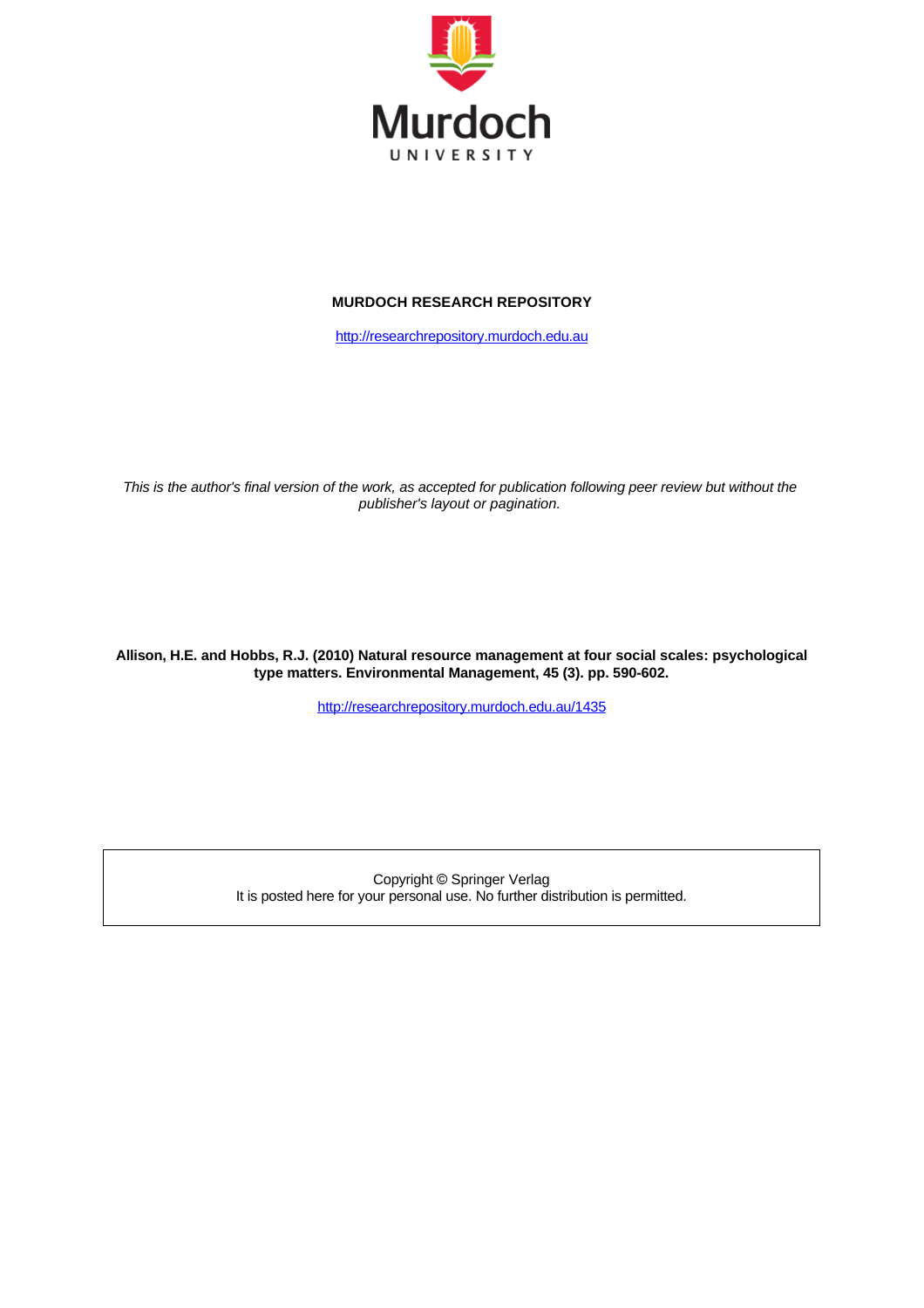Murdoch
UNIVERSITY

**MURDOCH RESEARCH REPOSITORY**

http://researchrepository.murdoch.edu.au

*This is the author's final version of the work, as accepted for publication following peer review but without the publisher's layout or pagination.*

**Allison, H.E. and Hobbs, R.J. (2010) Natural resource management at four social scales: psychological type matters. Environmental Management, 45 (3). pp. 590-602.**

http://researchrepository.murdoch.edu.au/1435

Copyright © Springer Verlag
It is posted here for your personal use. No further distribution is permitted.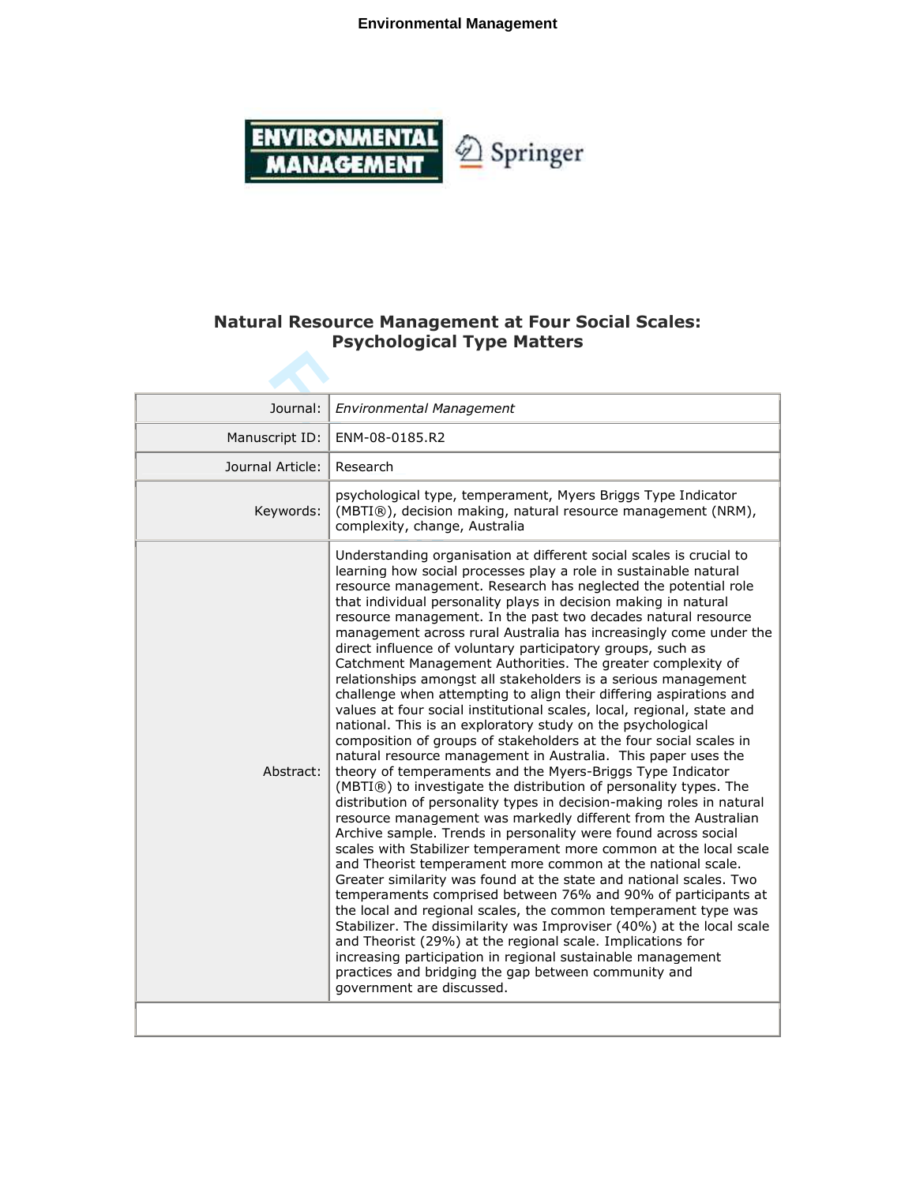# Natural Resource Management at Four Social Scales: Psychological Type Matters

| | |
|---|---|
| Journal: | *Environmental Management* |
| Manuscript ID: | ENM-08-0185.R2 |
| Journal Article: | Research |
| Keywords: | psychological type, temperament, Myers Briggs Type Indicator (MBTI®), decision making, natural resource management (NRM), complexity, change, Australia |
| Abstract: | Understanding organisation at different social scales is crucial to learning how social processes play a role in sustainable natural resource management. Research has neglected the potential role that individual personality plays in decision making in natural resource management. In the past two decades natural resource management across rural Australia has increasingly come under the direct influence of voluntary participatory groups, such as Catchment Management Authorities. The greater complexity of relationships amongst all stakeholders is a serious management challenge when attempting to align their differing aspirations and values at four social institutional scales, local, regional, state and national. This is an exploratory study on the psychological composition of groups of stakeholders at the four social scales in natural resource management in Australia. This paper uses the theory of temperaments and the Myers-Briggs Type Indicator (MBTI®) to investigate the distribution of personality types. The distribution of personality types in decision-making roles in natural resource management was markedly different from the Australian Archive sample. Trends in personality were found across social scales with Stabilizer temperament more common at the local scale and Theorist temperament more common at the national scale. Greater similarity was found at the state and national scales. Two temperaments comprised between 76% and 90% of participants at the local and regional scales, the common temperament type was Stabilizer. The dissimilarity was Improviser (40%) at the local scale and Theorist (29%) at the regional scale. Implications for increasing participation in regional sustainable management practices and bridging the gap between community and government are discussed. |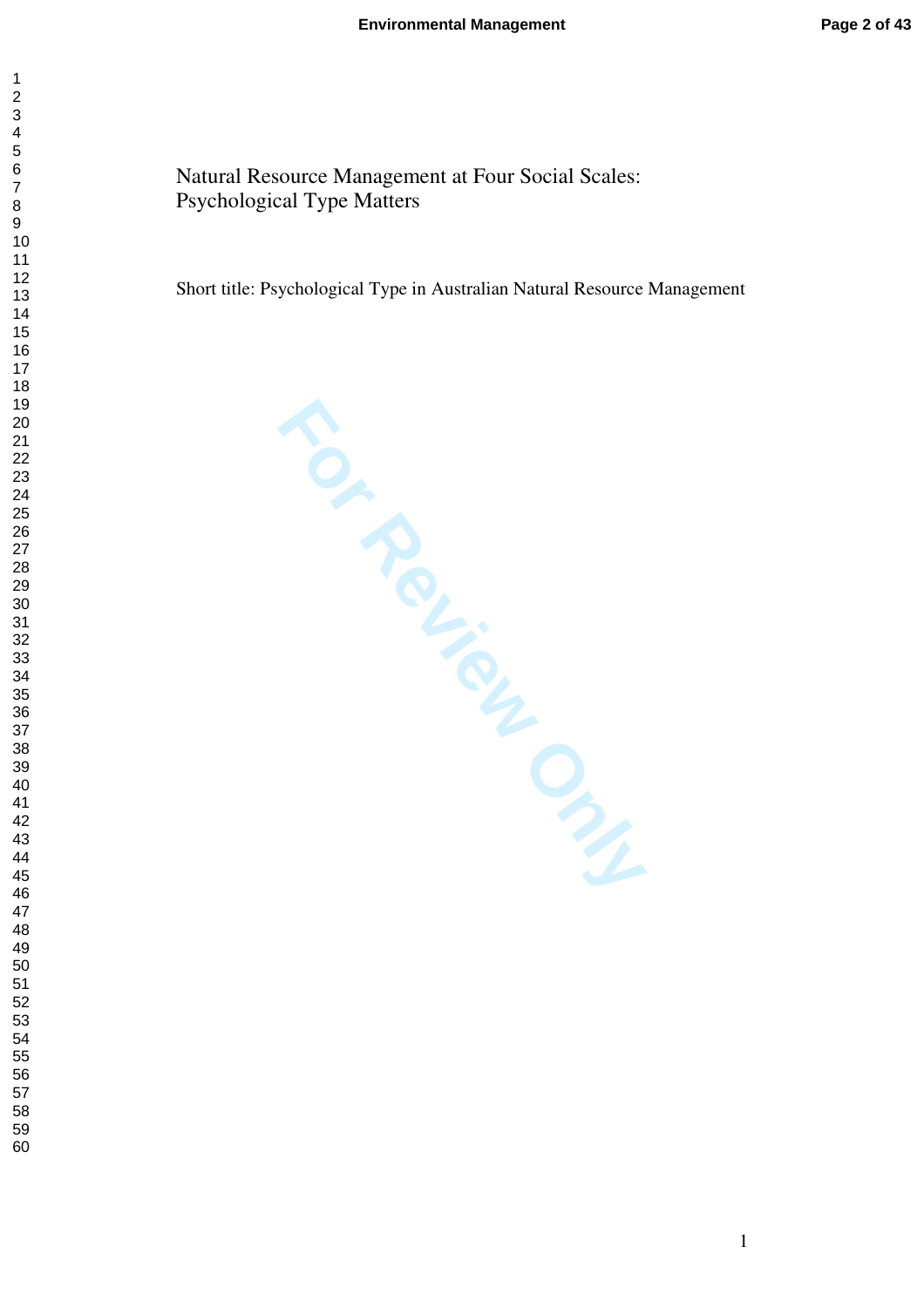# Natural Resource Management at Four Social Scales: Psychological Type Matters

Short title: Psychological Type in Australian Natural Resource Management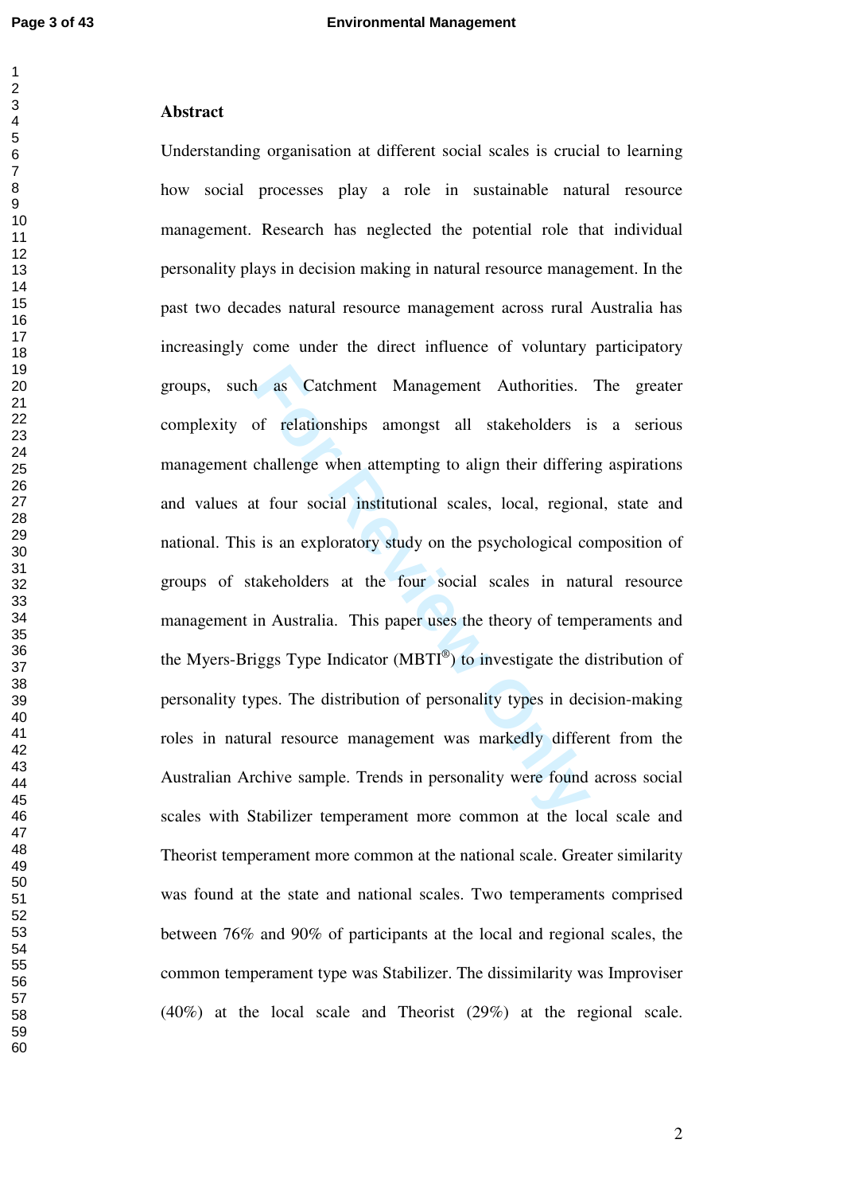## Abstract

Understanding organisation at different social scales is crucial to learning how social processes play a role in sustainable natural resource management. Research has neglected the potential role that individual personality plays in decision making in natural resource management. In the past two decades natural resource management across rural Australia has increasingly come under the direct influence of voluntary participatory groups, such as Catchment Management Authorities. The greater complexity of relationships amongst all stakeholders is a serious management challenge when attempting to align their differing aspirations and values at four social institutional scales, local, regional, state and national. This is an exploratory study on the psychological composition of groups of stakeholders at the four social scales in natural resource management in Australia. This paper uses the theory of temperaments and the Myers-Briggs Type Indicator (MBTI®) to investigate the distribution of personality types. The distribution of personality types in decision-making roles in natural resource management was markedly different from the Australian Archive sample. Trends in personality were found across social scales with Stabilizer temperament more common at the local scale and Theorist temperament more common at the national scale. Greater similarity was found at the state and national scales. Two temperaments comprised between 76% and 90% of participants at the local and regional scales, the common temperament type was Stabilizer. The dissimilarity was Improviser (40%) at the local scale and Theorist (29%) at the regional scale.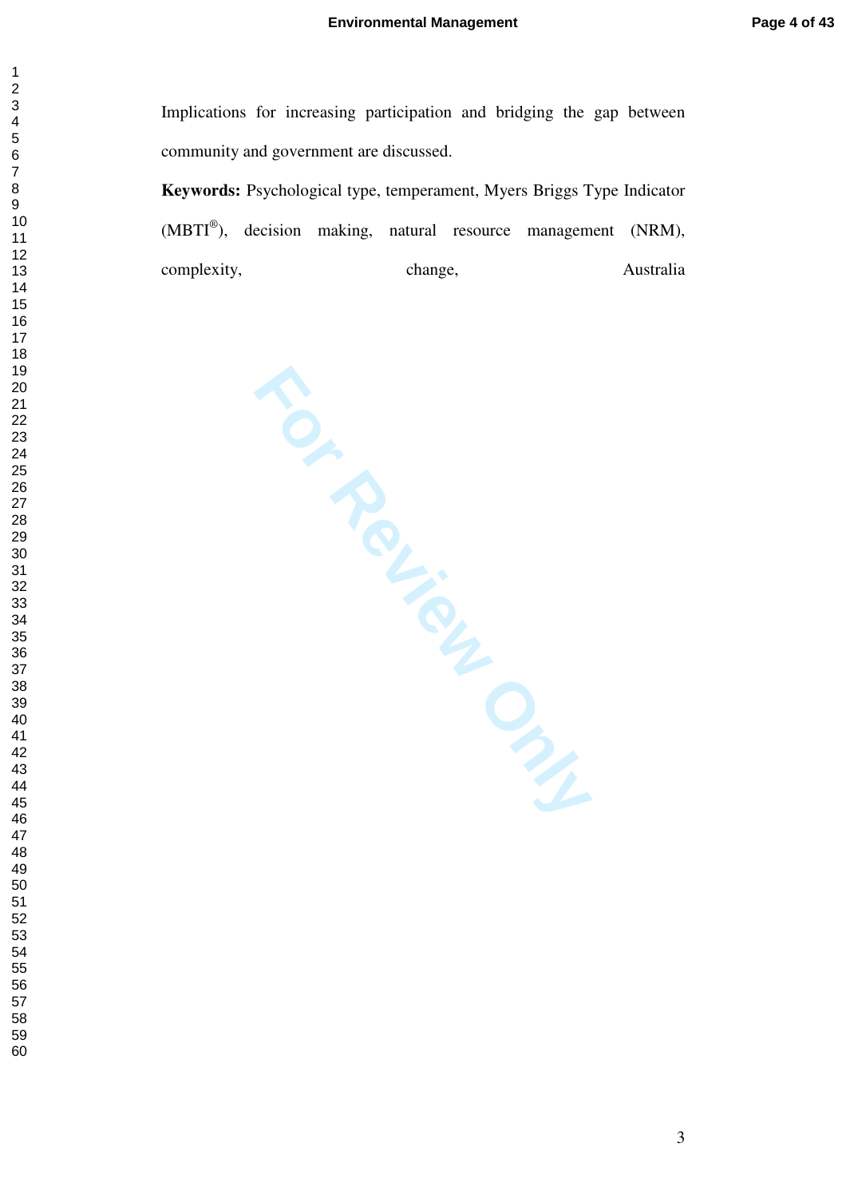Implications for increasing participation and bridging the gap between community and government are discussed.

**Keywords:** Psychological type, temperament, Myers Briggs Type Indicator (MBTI®), decision making, natural resource management (NRM), complexity, change, Australia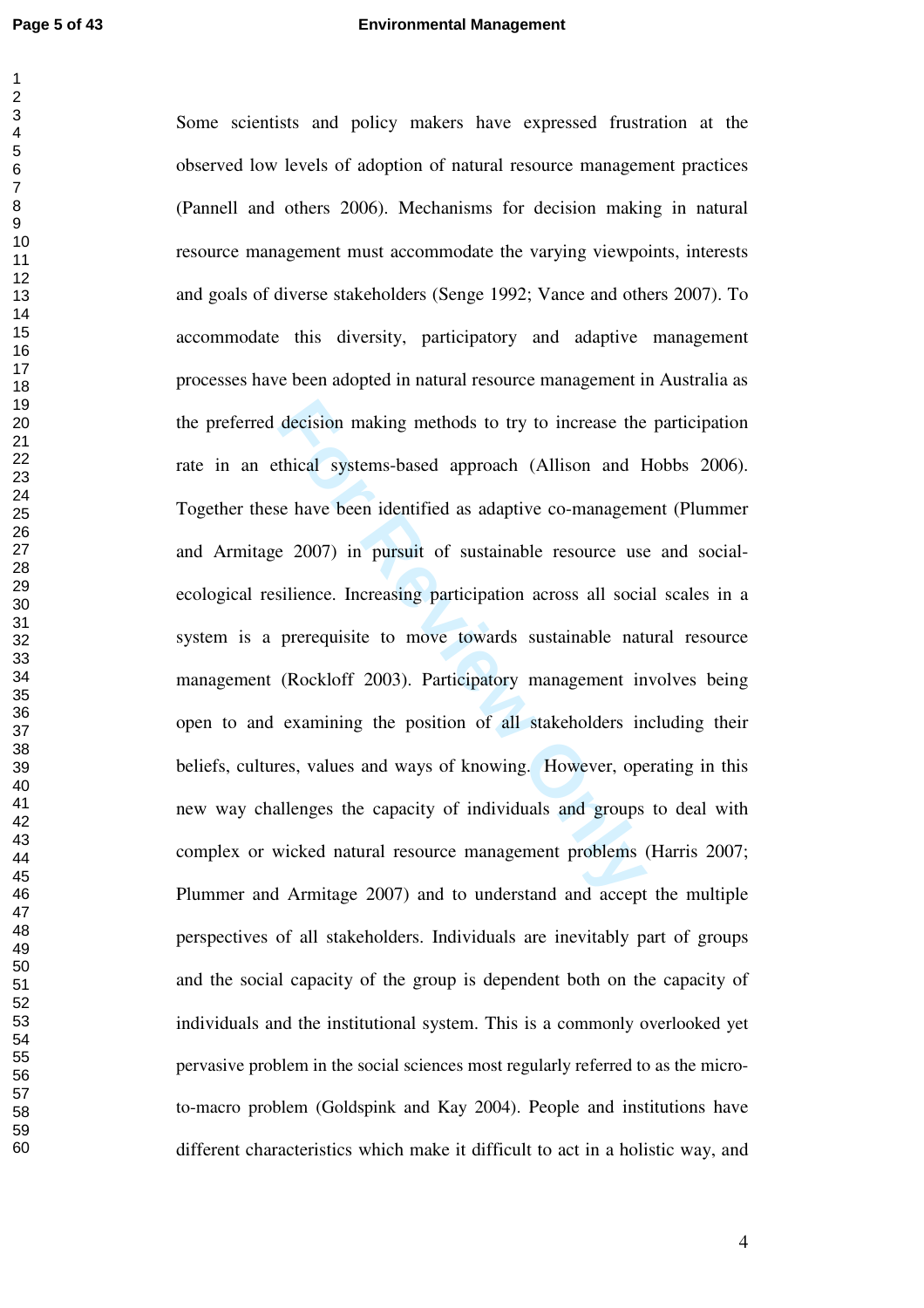Some scientists and policy makers have expressed frustration at the observed low levels of adoption of natural resource management practices (Pannell and others 2006). Mechanisms for decision making in natural resource management must accommodate the varying viewpoints, interests and goals of diverse stakeholders (Senge 1992; Vance and others 2007). To accommodate this diversity, participatory and adaptive management processes have been adopted in natural resource management in Australia as the preferred decision making methods to try to increase the participation rate in an ethical systems-based approach (Allison and Hobbs 2006). Together these have been identified as adaptive co-management (Plummer and Armitage 2007) in pursuit of sustainable resource use and social-ecological resilience. Increasing participation across all social scales in a system is a prerequisite to move towards sustainable natural resource management (Rockloff 2003). Participatory management involves being open to and examining the position of all stakeholders including their beliefs, cultures, values and ways of knowing. However, operating in this new way challenges the capacity of individuals and groups to deal with complex or wicked natural resource management problems (Harris 2007; Plummer and Armitage 2007) and to understand and accept the multiple perspectives of all stakeholders. Individuals are inevitably part of groups and the social capacity of the group is dependent both on the capacity of individuals and the institutional system. This is a commonly overlooked yet pervasive problem in the social sciences most regularly referred to as the micro-to-macro problem (Goldspink and Kay 2004). People and institutions have different characteristics which make it difficult to act in a holistic way, and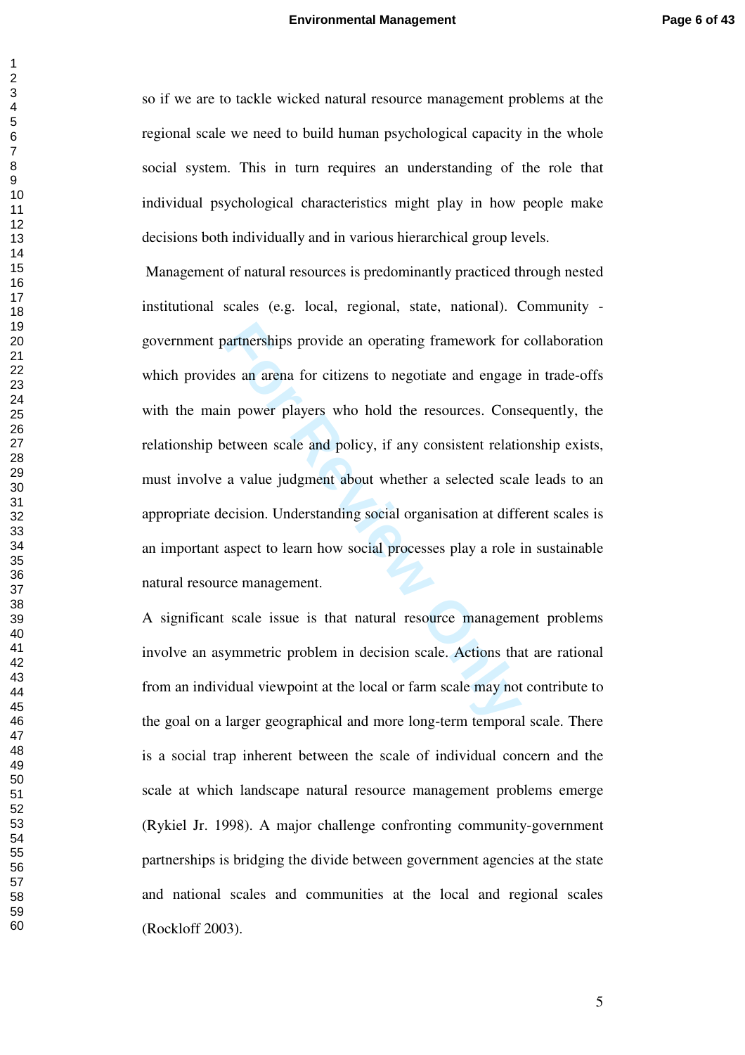so if we are to tackle wicked natural resource management problems at the regional scale we need to build human psychological capacity in the whole social system. This in turn requires an understanding of the role that individual psychological characteristics might play in how people make decisions both individually and in various hierarchical group levels.

Management of natural resources is predominantly practiced through nested institutional scales (e.g. local, regional, state, national). Community - government partnerships provide an operating framework for collaboration which provides an arena for citizens to negotiate and engage in trade-offs with the main power players who hold the resources. Consequently, the relationship between scale and policy, if any consistent relationship exists, must involve a value judgment about whether a selected scale leads to an appropriate decision. Understanding social organisation at different scales is an important aspect to learn how social processes play a role in sustainable natural resource management.

A significant scale issue is that natural resource management problems involve an asymmetric problem in decision scale. Actions that are rational from an individual viewpoint at the local or farm scale may not contribute to the goal on a larger geographical and more long-term temporal scale. There is a social trap inherent between the scale of individual concern and the scale at which landscape natural resource management problems emerge (Rykiel Jr. 1998). A major challenge confronting community-government partnerships is bridging the divide between government agencies at the state and national scales and communities at the local and regional scales (Rockloff 2003).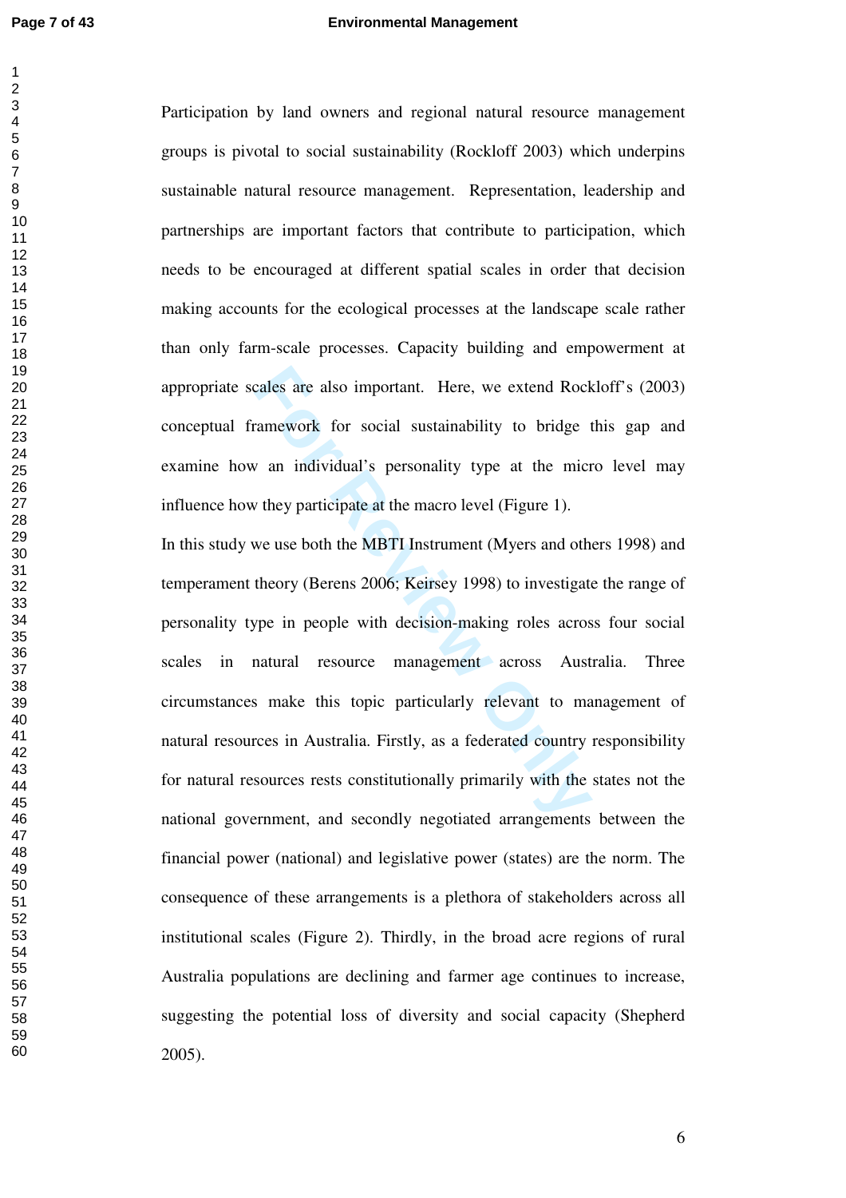Participation by land owners and regional natural resource management groups is pivotal to social sustainability (Rockloff 2003) which underpins sustainable natural resource management. Representation, leadership and partnerships are important factors that contribute to participation, which needs to be encouraged at different spatial scales in order that decision making accounts for the ecological processes at the landscape scale rather than only farm-scale processes. Capacity building and empowerment at appropriate scales are also important. Here, we extend Rockloff's (2003) conceptual framework for social sustainability to bridge this gap and examine how an individual's personality type at the micro level may influence how they participate at the macro level (Figure 1).

In this study we use both the MBTI Instrument (Myers and others 1998) and temperament theory (Berens 2006; Keirsey 1998) to investigate the range of personality type in people with decision-making roles across four social scales in natural resource management across Australia. Three circumstances make this topic particularly relevant to management of natural resources in Australia. Firstly, as a federated country responsibility for natural resources rests constitutionally primarily with the states not the national government, and secondly negotiated arrangements between the financial power (national) and legislative power (states) are the norm. The consequence of these arrangements is a plethora of stakeholders across all institutional scales (Figure 2). Thirdly, in the broad acre regions of rural Australia populations are declining and farmer age continues to increase, suggesting the potential loss of diversity and social capacity (Shepherd 2005).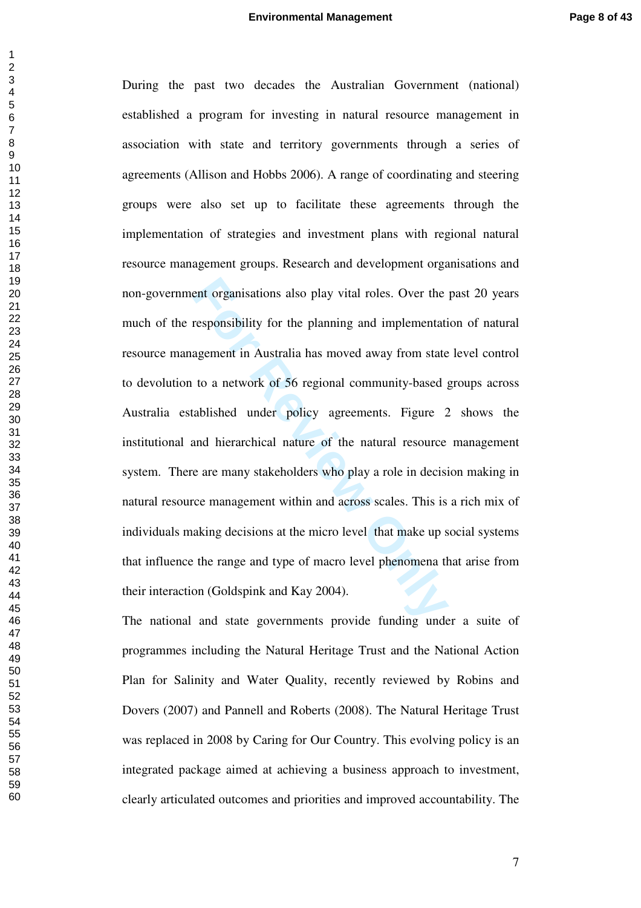During the past two decades the Australian Government (national) established a program for investing in natural resource management in association with state and territory governments through a series of agreements (Allison and Hobbs 2006). A range of coordinating and steering groups were also set up to facilitate these agreements through the implementation of strategies and investment plans with regional natural resource management groups. Research and development organisations and non-government organisations also play vital roles. Over the past 20 years much of the responsibility for the planning and implementation of natural resource management in Australia has moved away from state level control to devolution to a network of 56 regional community-based groups across Australia established under policy agreements. Figure 2 shows the institutional and hierarchical nature of the natural resource management system. There are many stakeholders who play a role in decision making in natural resource management within and across scales. This is a rich mix of individuals making decisions at the micro level that make up social systems that influence the range and type of macro level phenomena that arise from their interaction (Goldspink and Kay 2004).

The national and state governments provide funding under a suite of programmes including the Natural Heritage Trust and the National Action Plan for Salinity and Water Quality, recently reviewed by Robins and Dovers (2007) and Pannell and Roberts (2008). The Natural Heritage Trust was replaced in 2008 by Caring for Our Country. This evolving policy is an integrated package aimed at achieving a business approach to investment, clearly articulated outcomes and priorities and improved accountability. The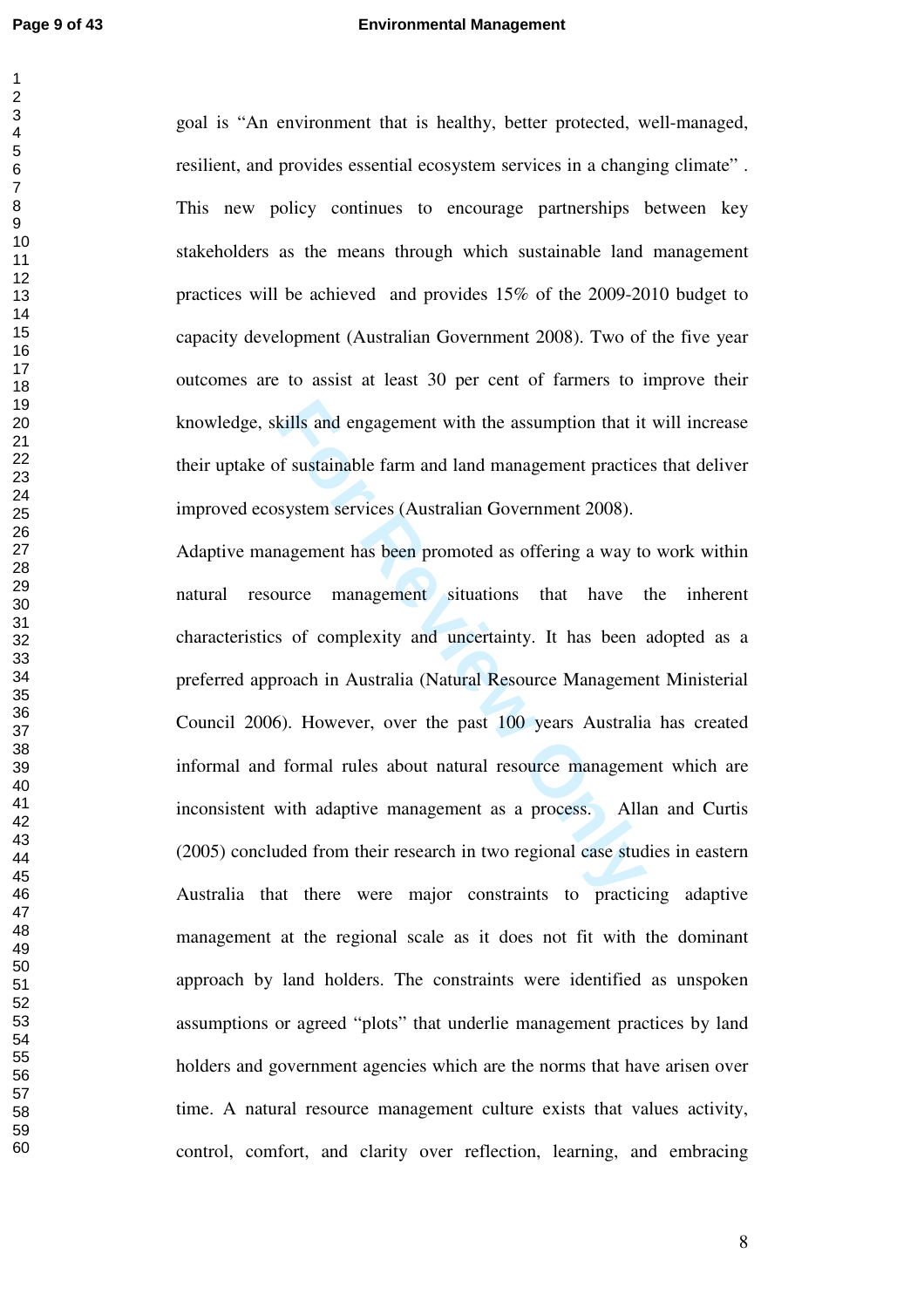goal is "An environment that is healthy, better protected, well-managed, resilient, and provides essential ecosystem services in a changing climate" . This new policy continues to encourage partnerships between key stakeholders as the means through which sustainable land management practices will be achieved and provides 15% of the 2009-2010 budget to capacity development (Australian Government 2008). Two of the five year outcomes are to assist at least 30 per cent of farmers to improve their knowledge, skills and engagement with the assumption that it will increase their uptake of sustainable farm and land management practices that deliver improved ecosystem services (Australian Government 2008).

Adaptive management has been promoted as offering a way to work within natural resource management situations that have the inherent characteristics of complexity and uncertainty. It has been adopted as a preferred approach in Australia (Natural Resource Management Ministerial Council 2006). However, over the past 100 years Australia has created informal and formal rules about natural resource management which are inconsistent with adaptive management as a process. Allan and Curtis (2005) concluded from their research in two regional case studies in eastern Australia that there were major constraints to practicing adaptive management at the regional scale as it does not fit with the dominant approach by land holders. The constraints were identified as unspoken assumptions or agreed "plots" that underlie management practices by land holders and government agencies which are the norms that have arisen over time. A natural resource management culture exists that values activity, control, comfort, and clarity over reflection, learning, and embracing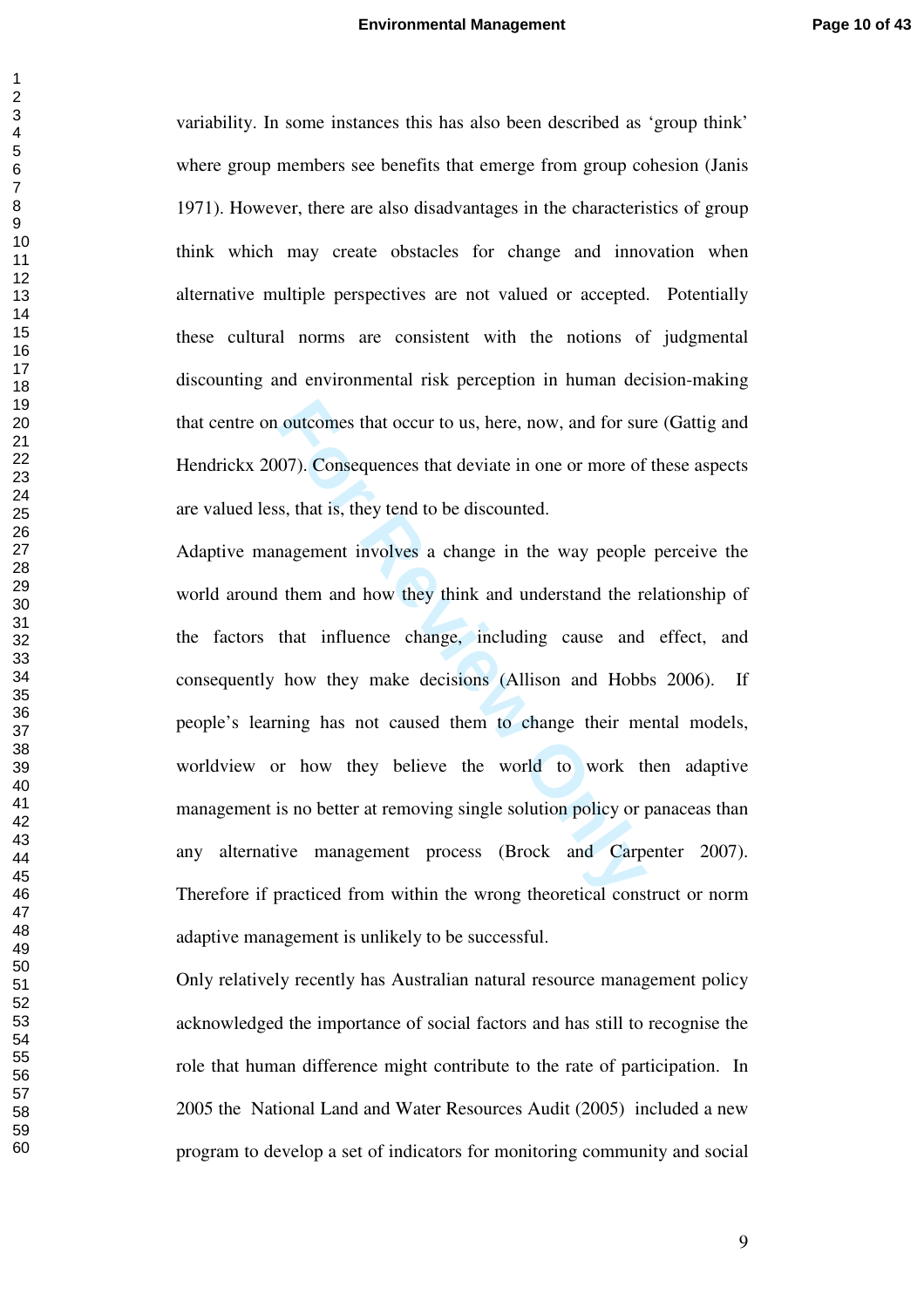variability. In some instances this has also been described as 'group think' where group members see benefits that emerge from group cohesion (Janis 1971). However, there are also disadvantages in the characteristics of group think which may create obstacles for change and innovation when alternative multiple perspectives are not valued or accepted. Potentially these cultural norms are consistent with the notions of judgmental discounting and environmental risk perception in human decision-making that centre on outcomes that occur to us, here, now, and for sure (Gattig and Hendrickx 2007). Consequences that deviate in one or more of these aspects are valued less, that is, they tend to be discounted.

Adaptive management involves a change in the way people perceive the world around them and how they think and understand the relationship of the factors that influence change, including cause and effect, and consequently how they make decisions (Allison and Hobbs 2006). If people's learning has not caused them to change their mental models, worldview or how they believe the world to work then adaptive management is no better at removing single solution policy or panaceas than any alternative management process (Brock and Carpenter 2007). Therefore if practiced from within the wrong theoretical construct or norm adaptive management is unlikely to be successful.

Only relatively recently has Australian natural resource management policy acknowledged the importance of social factors and has still to recognise the role that human difference might contribute to the rate of participation. In 2005 the National Land and Water Resources Audit (2005) included a new program to develop a set of indicators for monitoring community and social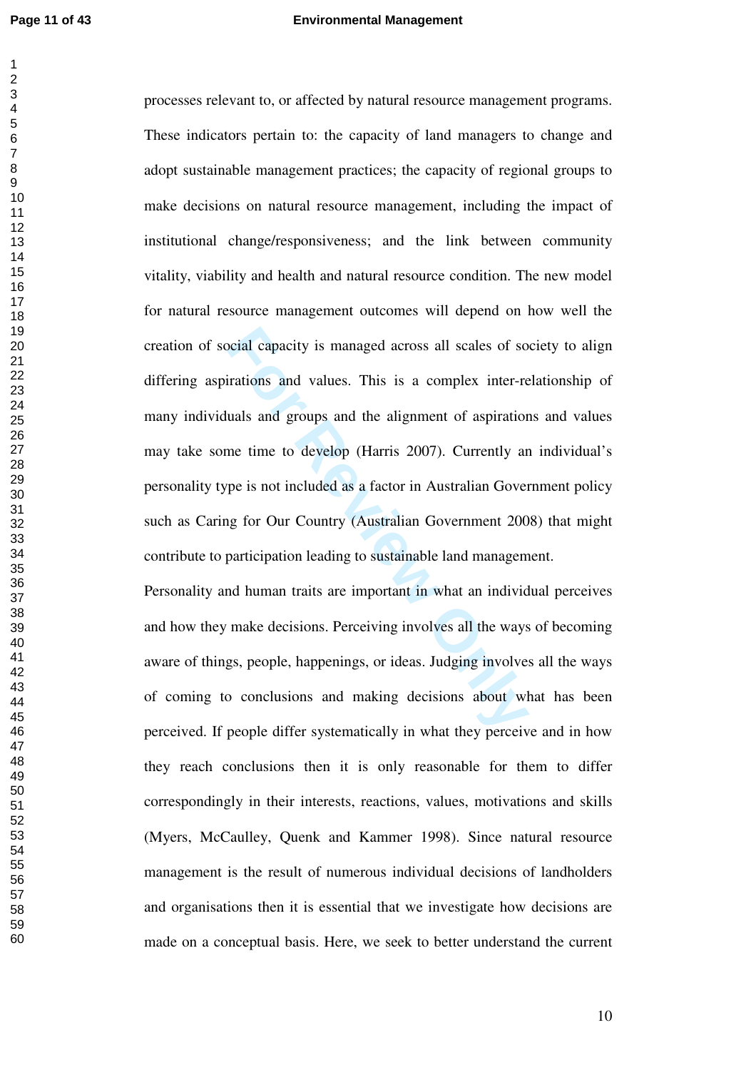processes relevant to, or affected by natural resource management programs. These indicators pertain to: the capacity of land managers to change and adopt sustainable management practices; the capacity of regional groups to make decisions on natural resource management, including the impact of institutional change/responsiveness; and the link between community vitality, viability and health and natural resource condition. The new model for natural resource management outcomes will depend on how well the creation of social capacity is managed across all scales of society to align differing aspirations and values. This is a complex inter-relationship of many individuals and groups and the alignment of aspirations and values may take some time to develop (Harris 2007). Currently an individual's personality type is not included as a factor in Australian Government policy such as Caring for Our Country (Australian Government 2008) that might contribute to participation leading to sustainable land management.

Personality and human traits are important in what an individual perceives and how they make decisions. Perceiving involves all the ways of becoming aware of things, people, happenings, or ideas. Judging involves all the ways of coming to conclusions and making decisions about what has been perceived. If people differ systematically in what they perceive and in how they reach conclusions then it is only reasonable for them to differ correspondingly in their interests, reactions, values, motivations and skills (Myers, McCaulley, Quenk and Kammer 1998). Since natural resource management is the result of numerous individual decisions of landholders and organisations then it is essential that we investigate how decisions are made on a conceptual basis. Here, we seek to better understand the current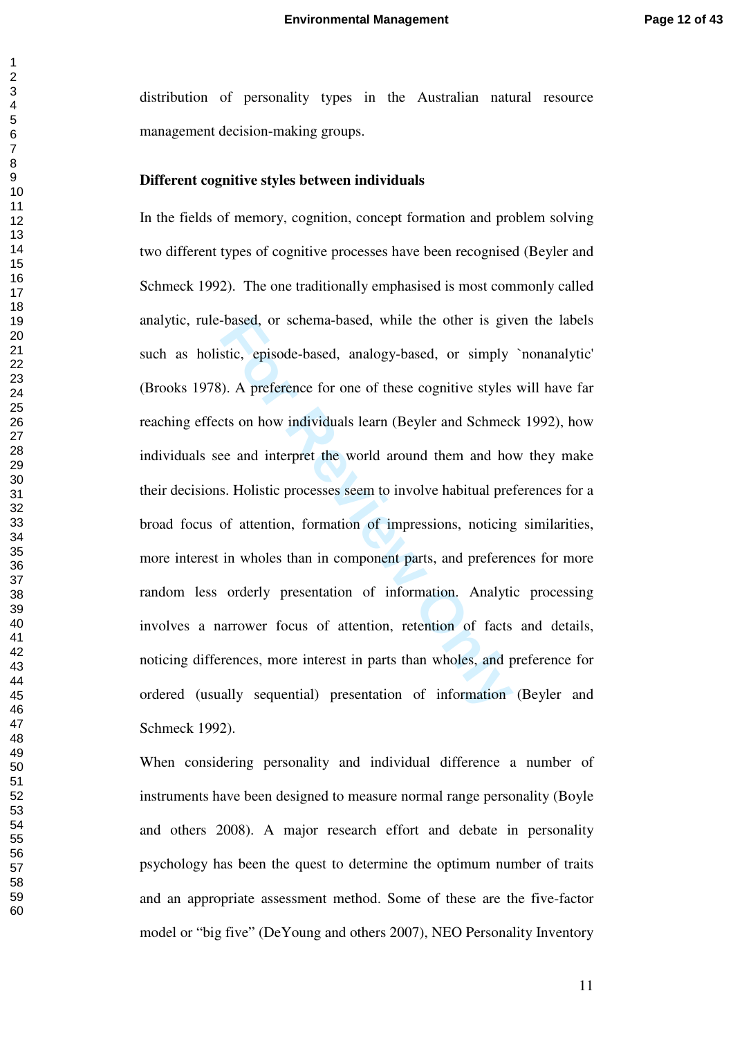distribution of personality types in the Australian natural resource management decision-making groups.

**Different cognitive styles between individuals**

In the fields of memory, cognition, concept formation and problem solving two different types of cognitive processes have been recognised (Beyler and Schmeck 1992). The one traditionally emphasised is most commonly called analytic, rule-based, or schema-based, while the other is given the labels such as holistic, episode-based, analogy-based, or simply `nonanalytic' (Brooks 1978). A preference for one of these cognitive styles will have far reaching effects on how individuals learn (Beyler and Schmeck 1992), how individuals see and interpret the world around them and how they make their decisions. Holistic processes seem to involve habitual preferences for a broad focus of attention, formation of impressions, noticing similarities, more interest in wholes than in component parts, and preferences for more random less orderly presentation of information. Analytic processing involves a narrower focus of attention, retention of facts and details, noticing differences, more interest in parts than wholes, and preference for ordered (usually sequential) presentation of information (Beyler and Schmeck 1992).

When considering personality and individual difference a number of instruments have been designed to measure normal range personality (Boyle and others 2008). A major research effort and debate in personality psychology has been the quest to determine the optimum number of traits and an appropriate assessment method. Some of these are the five-factor model or "big five" (DeYoung and others 2007), NEO Personality Inventory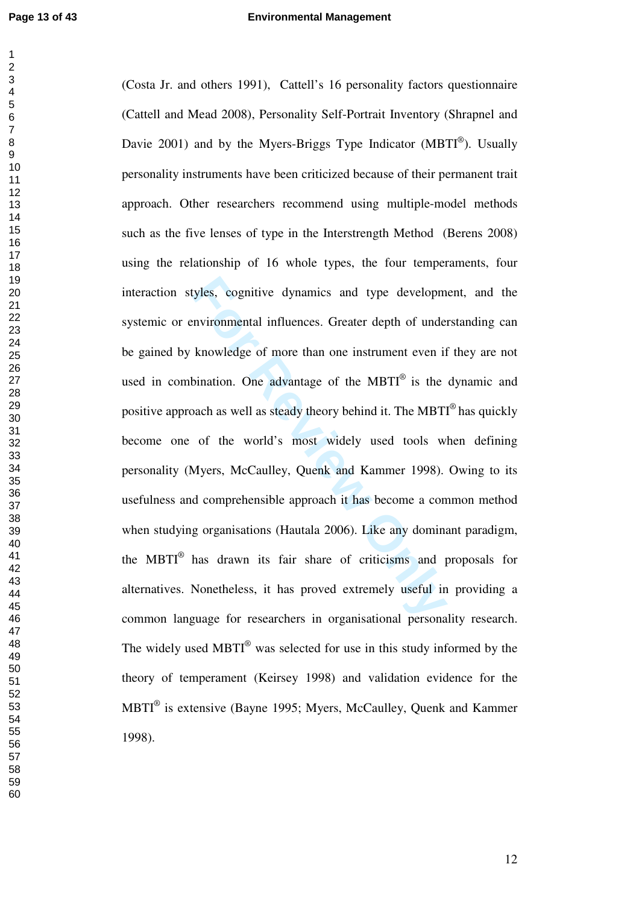(Costa Jr. and others 1991), Cattell's 16 personality factors questionnaire (Cattell and Mead 2008), Personality Self-Portrait Inventory (Shrapnel and Davie 2001) and by the Myers-Briggs Type Indicator (MBTI®). Usually personality instruments have been criticized because of their permanent trait approach. Other researchers recommend using multiple-model methods such as the five lenses of type in the Interstrength Method (Berens 2008) using the relationship of 16 whole types, the four temperaments, four interaction styles, cognitive dynamics and type development, and the systemic or environmental influences. Greater depth of understanding can be gained by knowledge of more than one instrument even if they are not used in combination. One advantage of the MBTI® is the dynamic and positive approach as well as steady theory behind it. The MBTI® has quickly become one of the world's most widely used tools when defining personality (Myers, McCaulley, Quenk and Kammer 1998). Owing to its usefulness and comprehensible approach it has become a common method when studying organisations (Hautala 2006). Like any dominant paradigm, the MBTI® has drawn its fair share of criticisms and proposals for alternatives. Nonetheless, it has proved extremely useful in providing a common language for researchers in organisational personality research. The widely used MBTI® was selected for use in this study informed by the theory of temperament (Keirsey 1998) and validation evidence for the MBTI® is extensive (Bayne 1995; Myers, McCaulley, Quenk and Kammer 1998).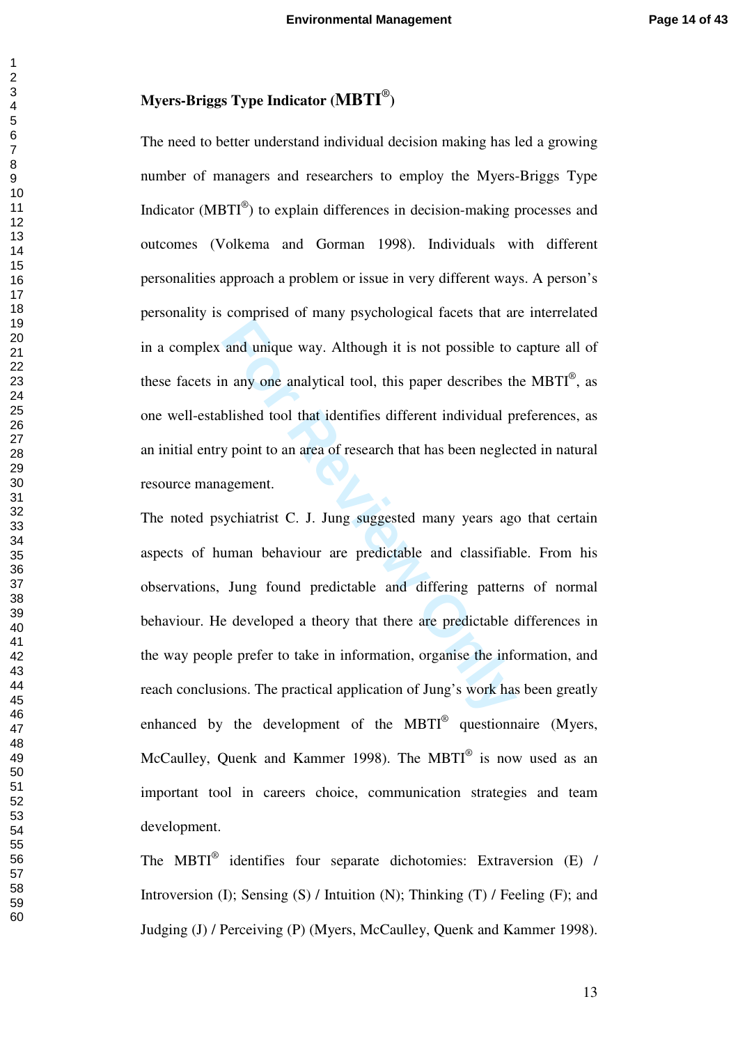### Myers-Briggs Type Indicator (MBTI®)

The need to better understand individual decision making has led a growing number of managers and researchers to employ the Myers-Briggs Type Indicator (MBTI®) to explain differences in decision-making processes and outcomes (Volkema and Gorman 1998). Individuals with different personalities approach a problem or issue in very different ways. A person's personality is comprised of many psychological facets that are interrelated in a complex and unique way. Although it is not possible to capture all of these facets in any one analytical tool, this paper describes the MBTI®, as one well-established tool that identifies different individual preferences, as an initial entry point to an area of research that has been neglected in natural resource management.

The noted psychiatrist C. J. Jung suggested many years ago that certain aspects of human behaviour are predictable and classifiable. From his observations, Jung found predictable and differing patterns of normal behaviour. He developed a theory that there are predictable differences in the way people prefer to take in information, organise the information, and reach conclusions. The practical application of Jung's work has been greatly enhanced by the development of the MBTI® questionnaire (Myers, McCaulley, Quenk and Kammer 1998). The MBTI® is now used as an important tool in careers choice, communication strategies and team development.

The MBTI® identifies four separate dichotomies: Extraversion (E) / Introversion (I); Sensing (S) / Intuition (N); Thinking (T) / Feeling (F); and Judging (J) / Perceiving (P) (Myers, McCaulley, Quenk and Kammer 1998).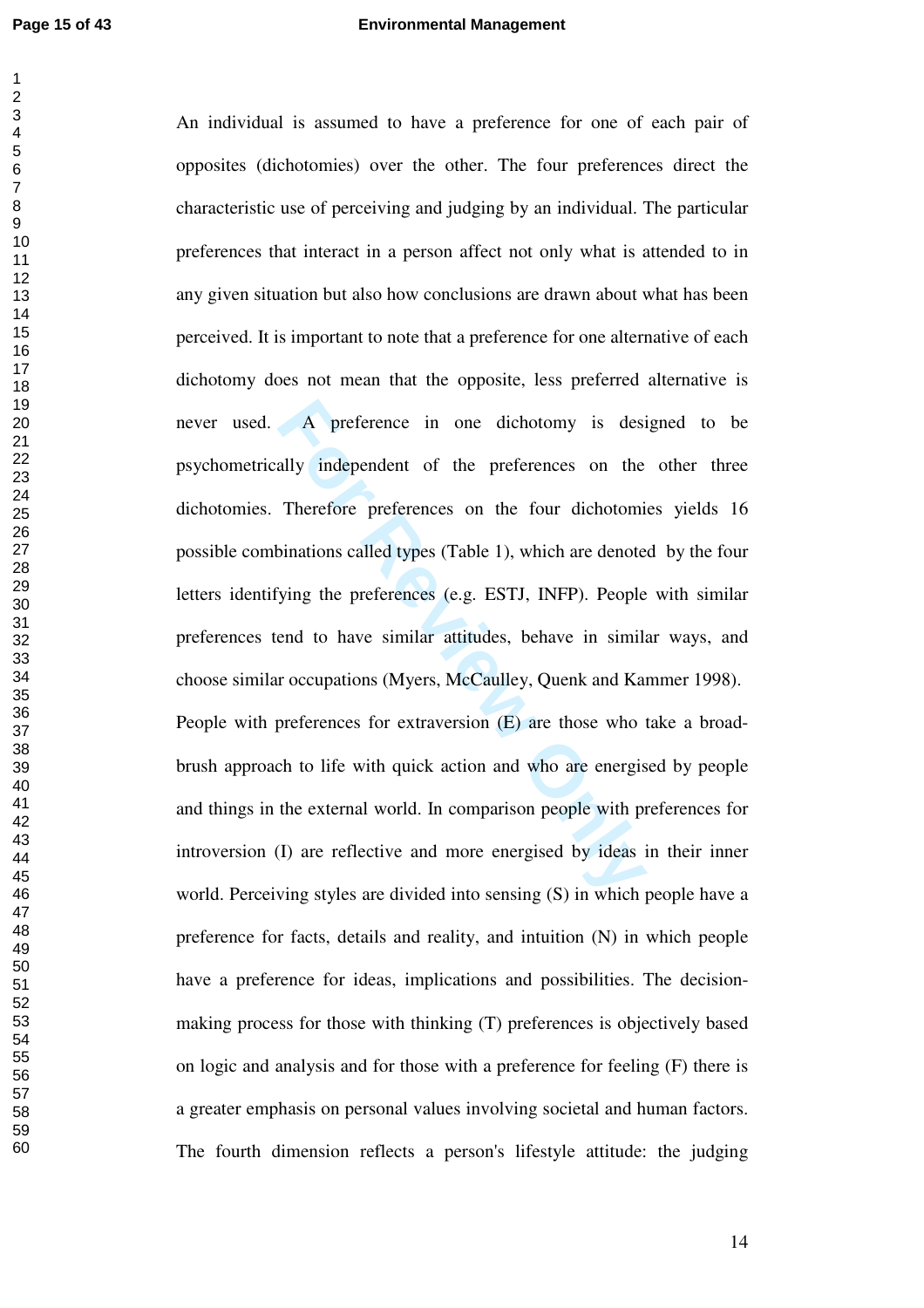An individual is assumed to have a preference for one of each pair of opposites (dichotomies) over the other. The four preferences direct the characteristic use of perceiving and judging by an individual. The particular preferences that interact in a person affect not only what is attended to in any given situation but also how conclusions are drawn about what has been perceived. It is important to note that a preference for one alternative of each dichotomy does not mean that the opposite, less preferred alternative is never used. A preference in one dichotomy is designed to be psychometrically independent of the preferences on the other three dichotomies. Therefore preferences on the four dichotomies yields 16 possible combinations called types (Table 1), which are denoted by the four letters identifying the preferences (e.g. ESTJ, INFP). People with similar preferences tend to have similar attitudes, behave in similar ways, and choose similar occupations (Myers, McCaulley, Quenk and Kammer 1998). People with preferences for extraversion (E) are those who take a broad-brush approach to life with quick action and who are energised by people and things in the external world. In comparison people with preferences for introversion (I) are reflective and more energised by ideas in their inner world. Perceiving styles are divided into sensing (S) in which people have a preference for facts, details and reality, and intuition (N) in which people have a preference for ideas, implications and possibilities. The decision-making process for those with thinking (T) preferences is objectively based on logic and analysis and for those with a preference for feeling (F) there is a greater emphasis on personal values involving societal and human factors. The fourth dimension reflects a person's lifestyle attitude: the judging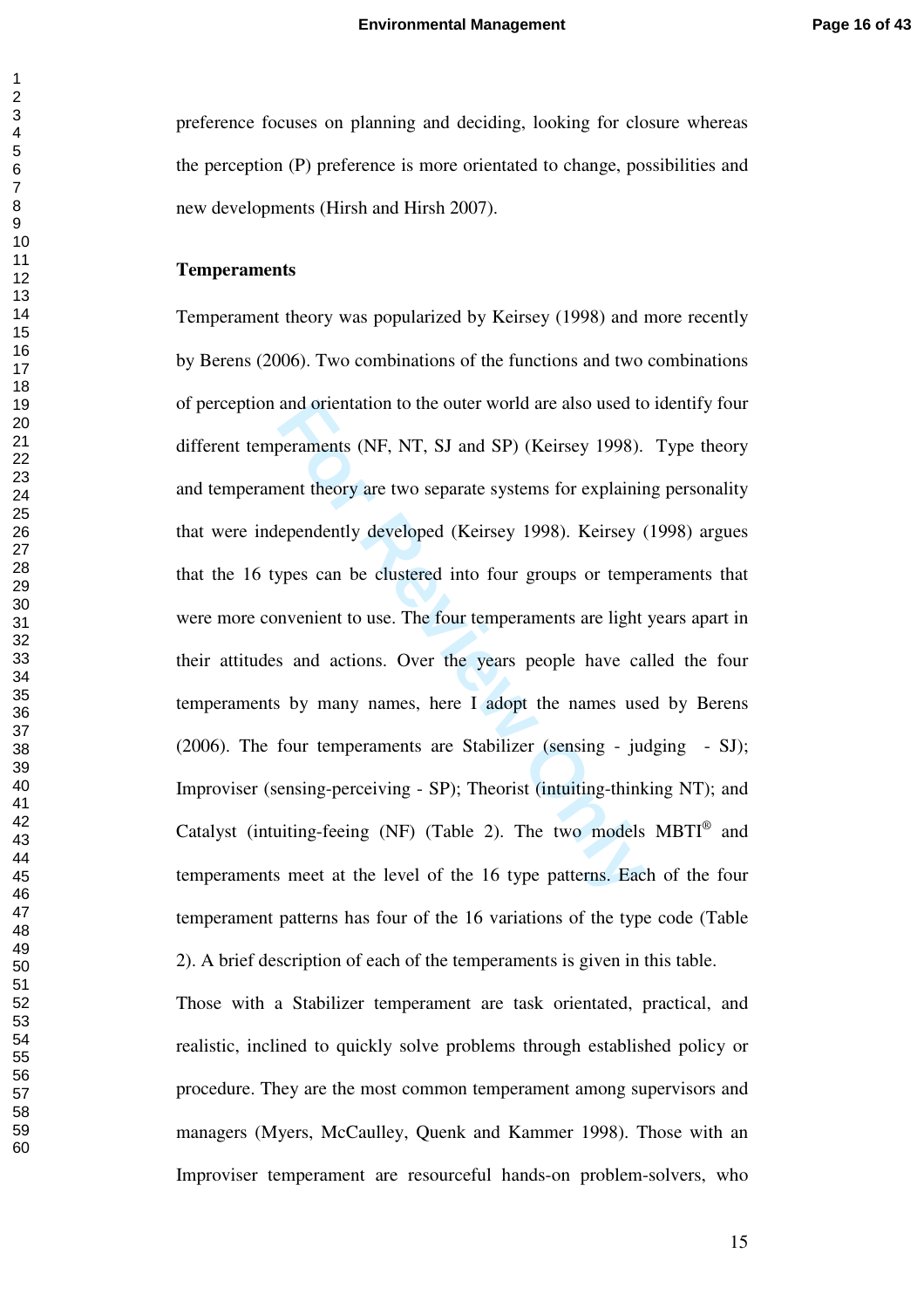preference focuses on planning and deciding, looking for closure whereas the perception (P) preference is more orientated to change, possibilities and new developments (Hirsh and Hirsh 2007).

**Temperaments**

Temperament theory was popularized by Keirsey (1998) and more recently by Berens (2006). Two combinations of the functions and two combinations of perception and orientation to the outer world are also used to identify four different temperaments (NF, NT, SJ and SP) (Keirsey 1998). Type theory and temperament theory are two separate systems for explaining personality that were independently developed (Keirsey 1998). Keirsey (1998) argues that the 16 types can be clustered into four groups or temperaments that were more convenient to use. The four temperaments are light years apart in their attitudes and actions. Over the years people have called the four temperaments by many names, here I adopt the names used by Berens (2006). The four temperaments are Stabilizer (sensing - judging - SJ); Improviser (sensing-perceiving - SP); Theorist (intuiting-thinking NT); and Catalyst (intuiting-feeing (NF) (Table 2). The two models MBTI® and temperaments meet at the level of the 16 type patterns. Each of the four temperament patterns has four of the 16 variations of the type code (Table 2). A brief description of each of the temperaments is given in this table.

Those with a Stabilizer temperament are task orientated, practical, and realistic, inclined to quickly solve problems through established policy or procedure. They are the most common temperament among supervisors and managers (Myers, McCaulley, Quenk and Kammer 1998). Those with an Improviser temperament are resourceful hands-on problem-solvers, who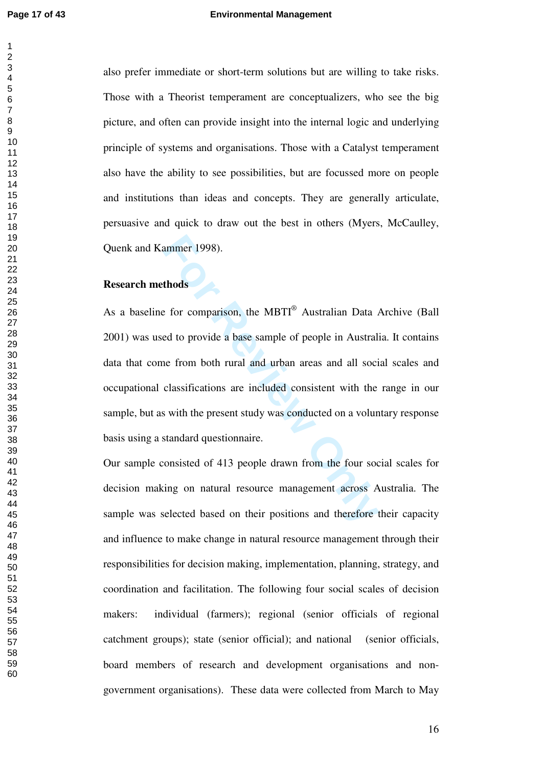also prefer immediate or short-term solutions but are willing to take risks. Those with a Theorist temperament are conceptualizers, who see the big picture, and often can provide insight into the internal logic and underlying principle of systems and organisations. Those with a Catalyst temperament also have the ability to see possibilities, but are focussed more on people and institutions than ideas and concepts. They are generally articulate, persuasive and quick to draw out the best in others (Myers, McCaulley, Quenk and Kammer 1998).

**Research methods**

As a baseline for comparison, the MBTI® Australian Data Archive (Ball 2001) was used to provide a base sample of people in Australia. It contains data that come from both rural and urban areas and all social scales and occupational classifications are included consistent with the range in our sample, but as with the present study was conducted on a voluntary response basis using a standard questionnaire.

Our sample consisted of 413 people drawn from the four social scales for decision making on natural resource management across Australia. The sample was selected based on their positions and therefore their capacity and influence to make change in natural resource management through their responsibilities for decision making, implementation, planning, strategy, and coordination and facilitation. The following four social scales of decision makers: individual (farmers); regional (senior officials of regional catchment groups); state (senior official); and national (senior officials, board members of research and development organisations and non-government organisations). These data were collected from March to May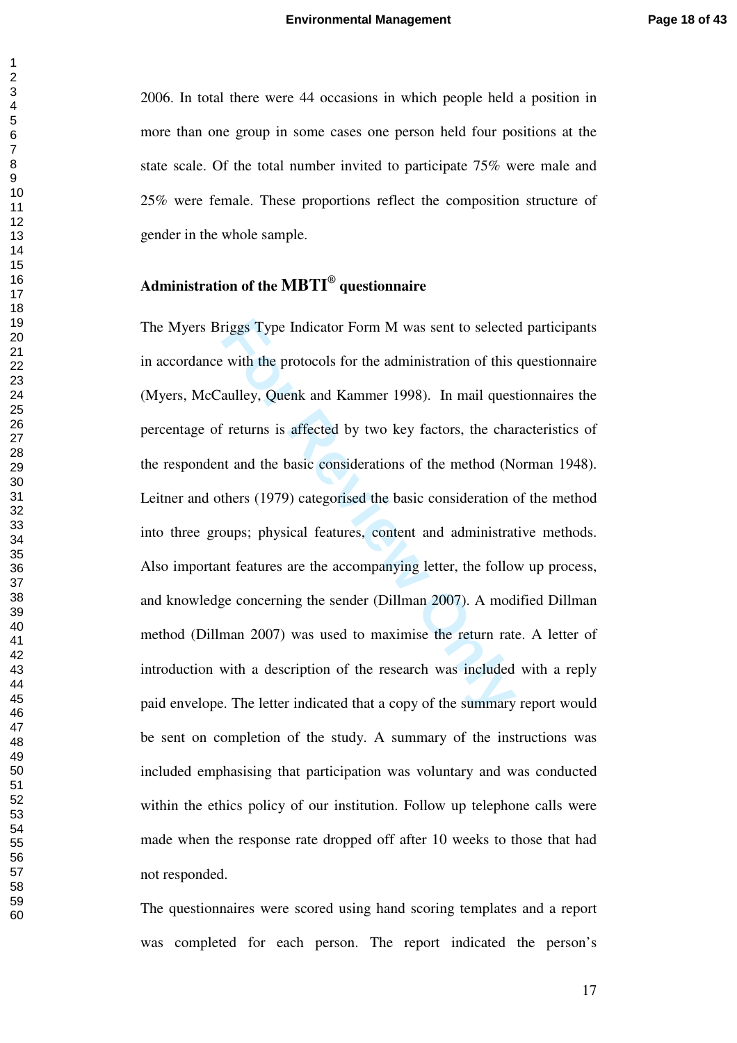2006. In total there were 44 occasions in which people held a position in more than one group in some cases one person held four positions at the state scale. Of the total number invited to participate 75% were male and 25% were female. These proportions reflect the composition structure of gender in the whole sample.

### Administration of the MBTI® questionnaire

The Myers Briggs Type Indicator Form M was sent to selected participants in accordance with the protocols for the administration of this questionnaire (Myers, McCaulley, Quenk and Kammer 1998). In mail questionnaires the percentage of returns is affected by two key factors, the characteristics of the respondent and the basic considerations of the method (Norman 1948). Leitner and others (1979) categorised the basic consideration of the method into three groups; physical features, content and administrative methods. Also important features are the accompanying letter, the follow up process, and knowledge concerning the sender (Dillman 2007). A modified Dillman method (Dillman 2007) was used to maximise the return rate. A letter of introduction with a description of the research was included with a reply paid envelope. The letter indicated that a copy of the summary report would be sent on completion of the study. A summary of the instructions was included emphasising that participation was voluntary and was conducted within the ethics policy of our institution. Follow up telephone calls were made when the response rate dropped off after 10 weeks to those that had not responded.

The questionnaires were scored using hand scoring templates and a report was completed for each person. The report indicated the person's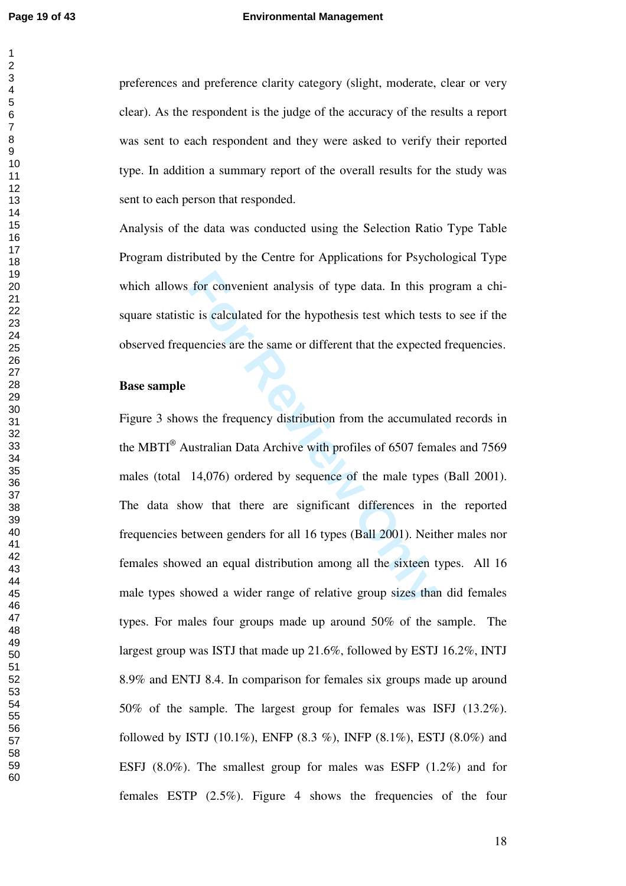preferences and preference clarity category (slight, moderate, clear or very clear). As the respondent is the judge of the accuracy of the results a report was sent to each respondent and they were asked to verify their reported type. In addition a summary report of the overall results for the study was sent to each person that responded.

Analysis of the data was conducted using the Selection Ratio Type Table Program distributed by the Centre for Applications for Psychological Type which allows for convenient analysis of type data. In this program a chi-square statistic is calculated for the hypothesis test which tests to see if the observed frequencies are the same or different that the expected frequencies.

**Base sample**

Figure 3 shows the frequency distribution from the accumulated records in the MBTI® Australian Data Archive with profiles of 6507 females and 7569 males (total 14,076) ordered by sequence of the male types (Ball 2001). The data show that there are significant differences in the reported frequencies between genders for all 16 types (Ball 2001). Neither males nor females showed an equal distribution among all the sixteen types. All 16 male types showed a wider range of relative group sizes than did females types. For males four groups made up around 50% of the sample. The largest group was ISTJ that made up 21.6%, followed by ESTJ 16.2%, INTJ 8.9% and ENTJ 8.4. In comparison for females six groups made up around 50% of the sample. The largest group for females was ISFJ (13.2%). followed by ISTJ (10.1%), ENFP (8.3 %), INFP (8.1%), ESTJ (8.0%) and ESFJ (8.0%). The smallest group for males was ESFP (1.2%) and for females ESTP (2.5%). Figure 4 shows the frequencies of the four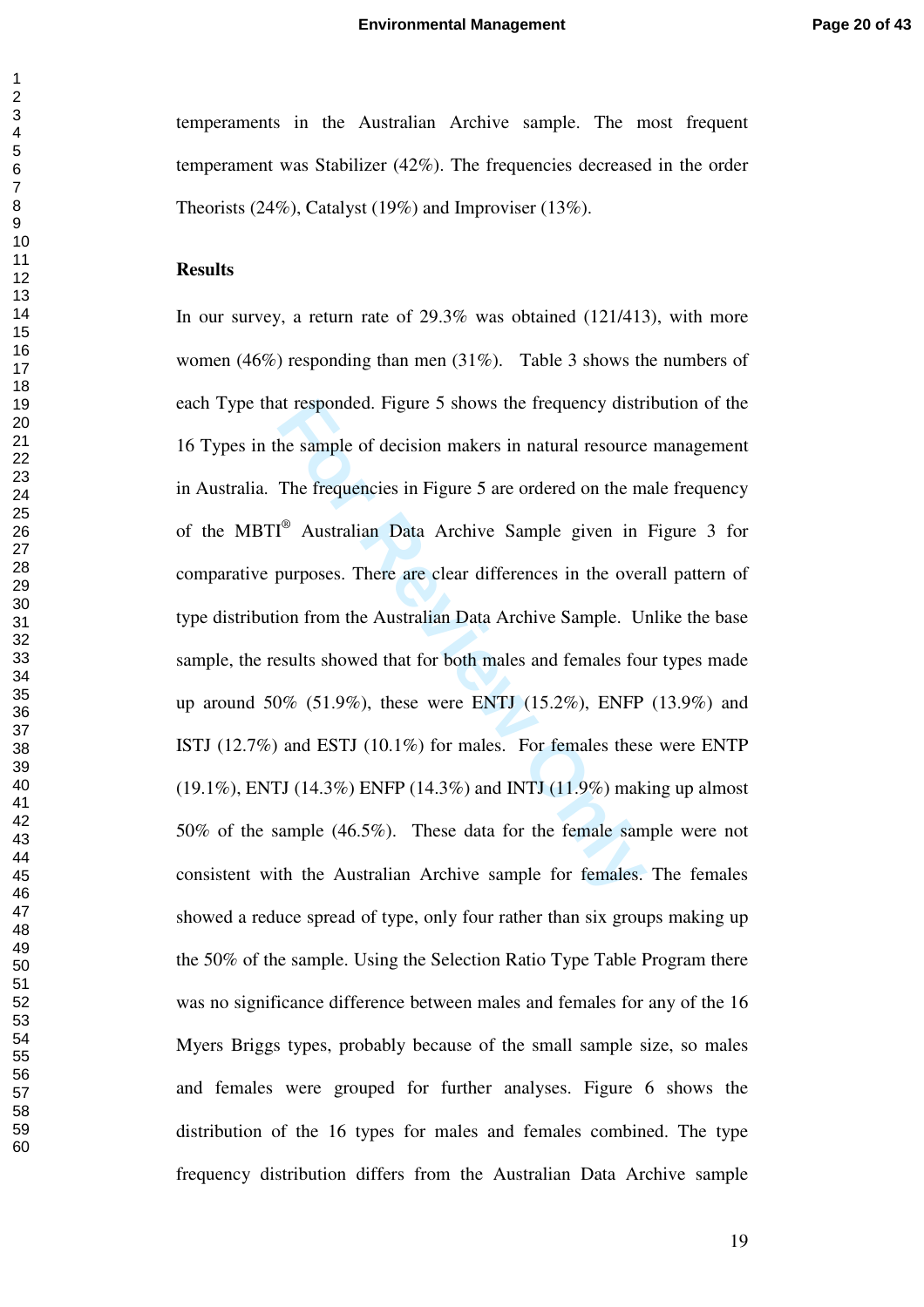temperaments in the Australian Archive sample. The most frequent temperament was Stabilizer (42%). The frequencies decreased in the order Theorists (24%), Catalyst (19%) and Improviser (13%).

## Results

In our survey, a return rate of 29.3% was obtained (121/413), with more women (46%) responding than men (31%). Table 3 shows the numbers of each Type that responded. Figure 5 shows the frequency distribution of the 16 Types in the sample of decision makers in natural resource management in Australia. The frequencies in Figure 5 are ordered on the male frequency of the MBTI® Australian Data Archive Sample given in Figure 3 for comparative purposes. There are clear differences in the overall pattern of type distribution from the Australian Data Archive Sample. Unlike the base sample, the results showed that for both males and females four types made up around 50% (51.9%), these were ENTJ (15.2%), ENFP (13.9%) and ISTJ (12.7%) and ESTJ (10.1%) for males. For females these were ENTP (19.1%), ENTJ (14.3%) ENFP (14.3%) and INTJ (11.9%) making up almost 50% of the sample (46.5%). These data for the female sample were not consistent with the Australian Archive sample for females. The females showed a reduce spread of type, only four rather than six groups making up the 50% of the sample. Using the Selection Ratio Type Table Program there was no significance difference between males and females for any of the 16 Myers Briggs types, probably because of the small sample size, so males and females were grouped for further analyses. Figure 6 shows the distribution of the 16 types for males and females combined. The type frequency distribution differs from the Australian Data Archive sample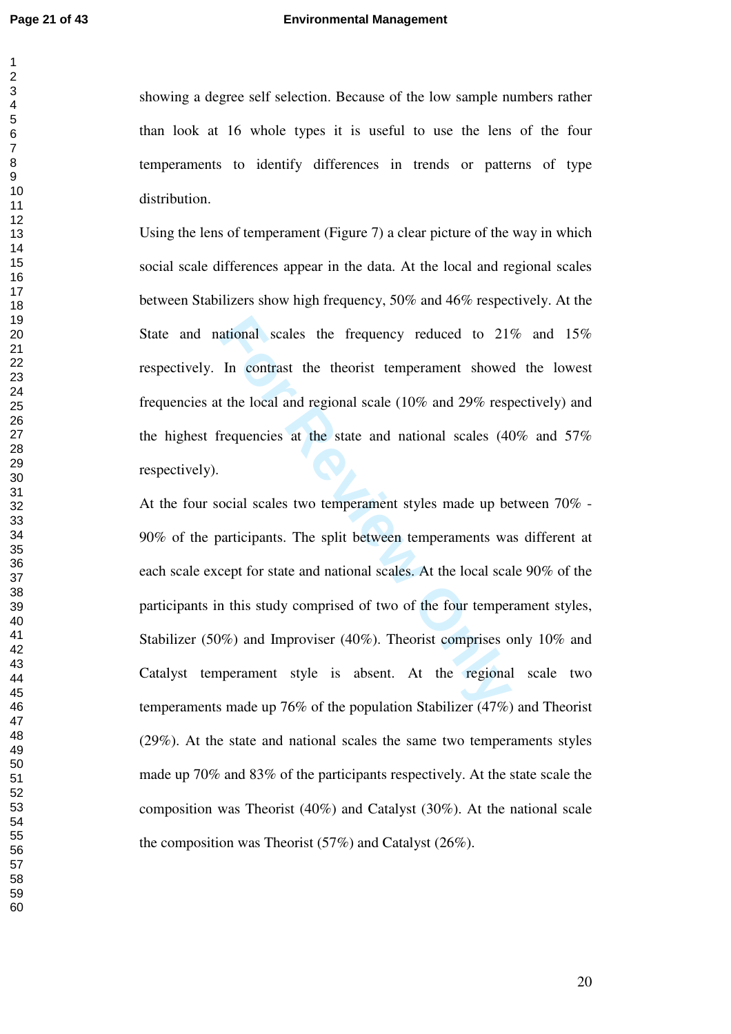showing a degree self selection. Because of the low sample numbers rather than look at 16 whole types it is useful to use the lens of the four temperaments to identify differences in trends or patterns of type distribution.

Using the lens of temperament (Figure 7) a clear picture of the way in which social scale differences appear in the data. At the local and regional scales between Stabilizers show high frequency, 50% and 46% respectively. At the State and national scales the frequency reduced to 21% and 15% respectively. In contrast the theorist temperament showed the lowest frequencies at the local and regional scale (10% and 29% respectively) and the highest frequencies at the state and national scales (40% and 57% respectively).

At the four social scales two temperament styles made up between 70% - 90% of the participants. The split between temperaments was different at each scale except for state and national scales. At the local scale 90% of the participants in this study comprised of two of the four temperament styles, Stabilizer (50%) and Improviser (40%). Theorist comprises only 10% and Catalyst temperament style is absent. At the regional scale two temperaments made up 76% of the population Stabilizer (47%) and Theorist (29%). At the state and national scales the same two temperaments styles made up 70% and 83% of the participants respectively. At the state scale the composition was Theorist (40%) and Catalyst (30%). At the national scale the composition was Theorist (57%) and Catalyst (26%).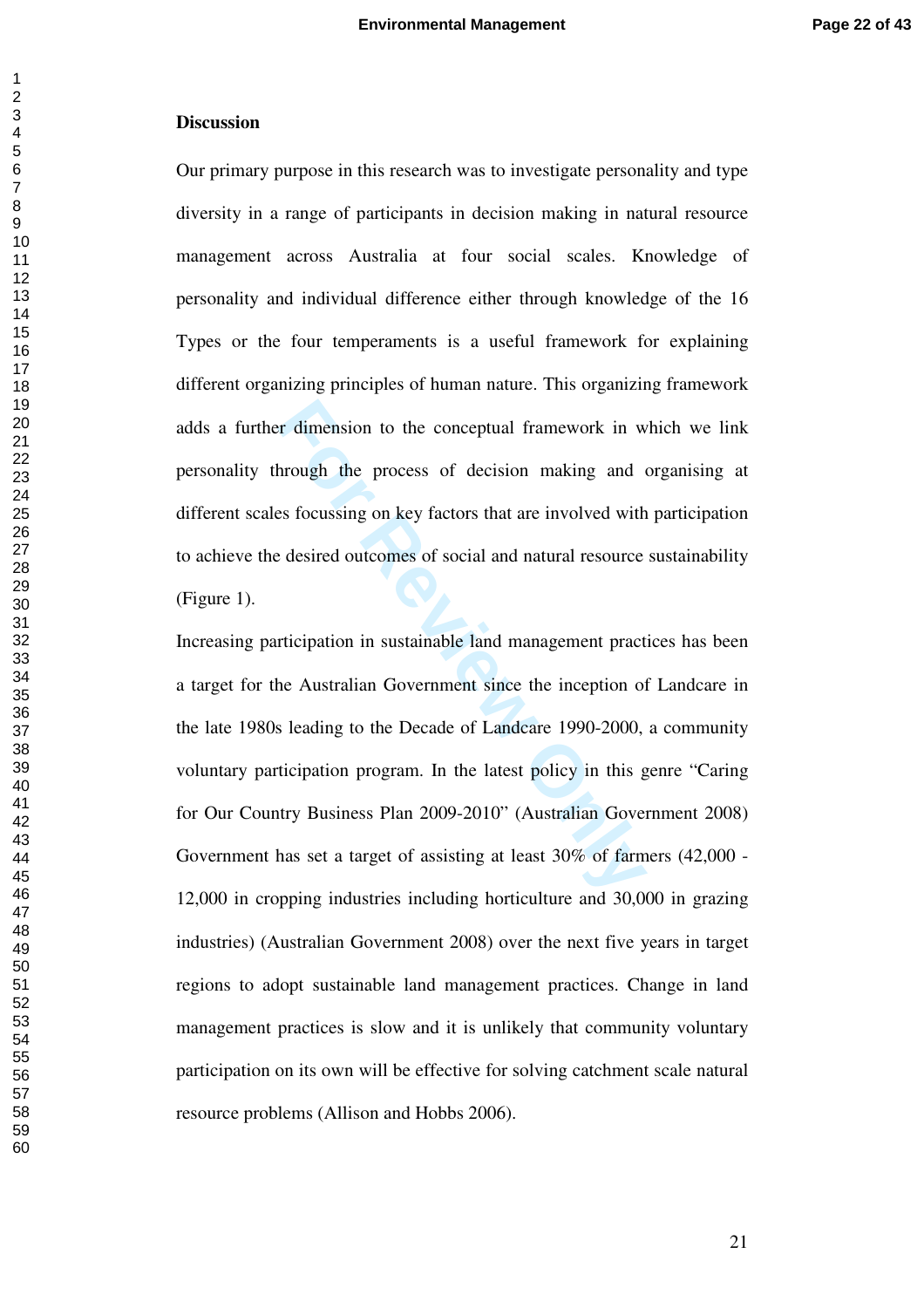**Discussion**

Our primary purpose in this research was to investigate personality and type diversity in a range of participants in decision making in natural resource management across Australia at four social scales. Knowledge of personality and individual difference either through knowledge of the 16 Types or the four temperaments is a useful framework for explaining different organizing principles of human nature. This organizing framework adds a further dimension to the conceptual framework in which we link personality through the process of decision making and organising at different scales focussing on key factors that are involved with participation to achieve the desired outcomes of social and natural resource sustainability (Figure 1).

Increasing participation in sustainable land management practices has been a target for the Australian Government since the inception of Landcare in the late 1980s leading to the Decade of Landcare 1990-2000, a community voluntary participation program. In the latest policy in this genre "Caring for Our Country Business Plan 2009-2010" (Australian Government 2008) Government has set a target of assisting at least 30% of farmers (42,000 - 12,000 in cropping industries including horticulture and 30,000 in grazing industries) (Australian Government 2008) over the next five years in target regions to adopt sustainable land management practices. Change in land management practices is slow and it is unlikely that community voluntary participation on its own will be effective for solving catchment scale natural resource problems (Allison and Hobbs 2006).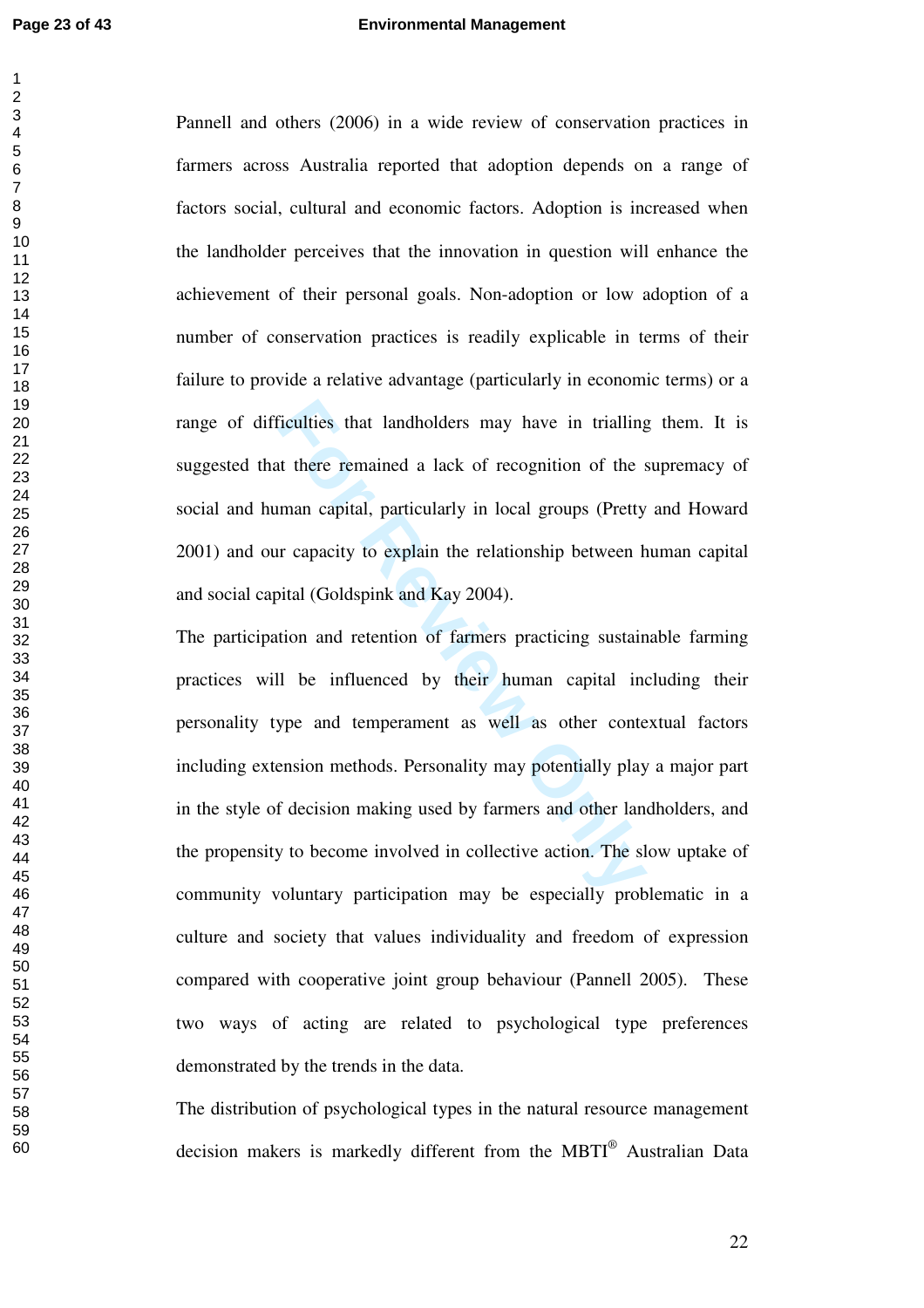Pannell and others (2006) in a wide review of conservation practices in farmers across Australia reported that adoption depends on a range of factors social, cultural and economic factors. Adoption is increased when the landholder perceives that the innovation in question will enhance the achievement of their personal goals. Non-adoption or low adoption of a number of conservation practices is readily explicable in terms of their failure to provide a relative advantage (particularly in economic terms) or a range of difficulties that landholders may have in trialling them. It is suggested that there remained a lack of recognition of the supremacy of social and human capital, particularly in local groups (Pretty and Howard 2001) and our capacity to explain the relationship between human capital and social capital (Goldspink and Kay 2004).

The participation and retention of farmers practicing sustainable farming practices will be influenced by their human capital including their personality type and temperament as well as other contextual factors including extension methods. Personality may potentially play a major part in the style of decision making used by farmers and other landholders, and the propensity to become involved in collective action. The slow uptake of community voluntary participation may be especially problematic in a culture and society that values individuality and freedom of expression compared with cooperative joint group behaviour (Pannell 2005). These two ways of acting are related to psychological type preferences demonstrated by the trends in the data.

The distribution of psychological types in the natural resource management decision makers is markedly different from the MBTI® Australian Data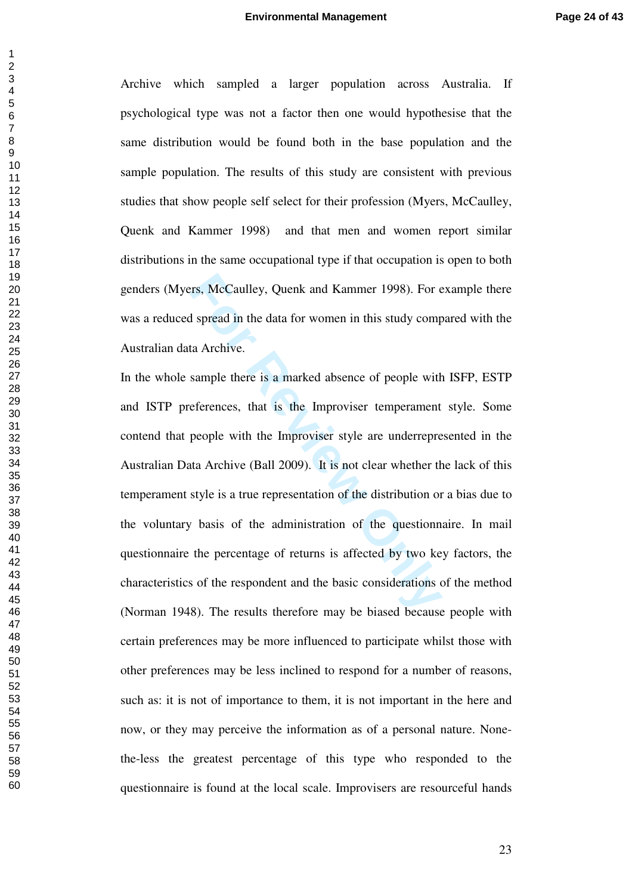Archive which sampled a larger population across Australia. If psychological type was not a factor then one would hypothesise that the same distribution would be found both in the base population and the sample population. The results of this study are consistent with previous studies that show people self select for their profession (Myers, McCaulley, Quenk and Kammer 1998) and that men and women report similar distributions in the same occupational type if that occupation is open to both genders (Myers, McCaulley, Quenk and Kammer 1998). For example there was a reduced spread in the data for women in this study compared with the Australian data Archive.

In the whole sample there is a marked absence of people with ISFP, ESTP and ISTP preferences, that is the Improviser temperament style. Some contend that people with the Improviser style are underrepresented in the Australian Data Archive (Ball 2009). It is not clear whether the lack of this temperament style is a true representation of the distribution or a bias due to the voluntary basis of the administration of the questionnaire. In mail questionnaire the percentage of returns is affected by two key factors, the characteristics of the respondent and the basic considerations of the method (Norman 1948). The results therefore may be biased because people with certain preferences may be more influenced to participate whilst those with other preferences may be less inclined to respond for a number of reasons, such as: it is not of importance to them, it is not important in the here and now, or they may perceive the information as of a personal nature. None-the-less the greatest percentage of this type who responded to the questionnaire is found at the local scale. Improvisers are resourceful hands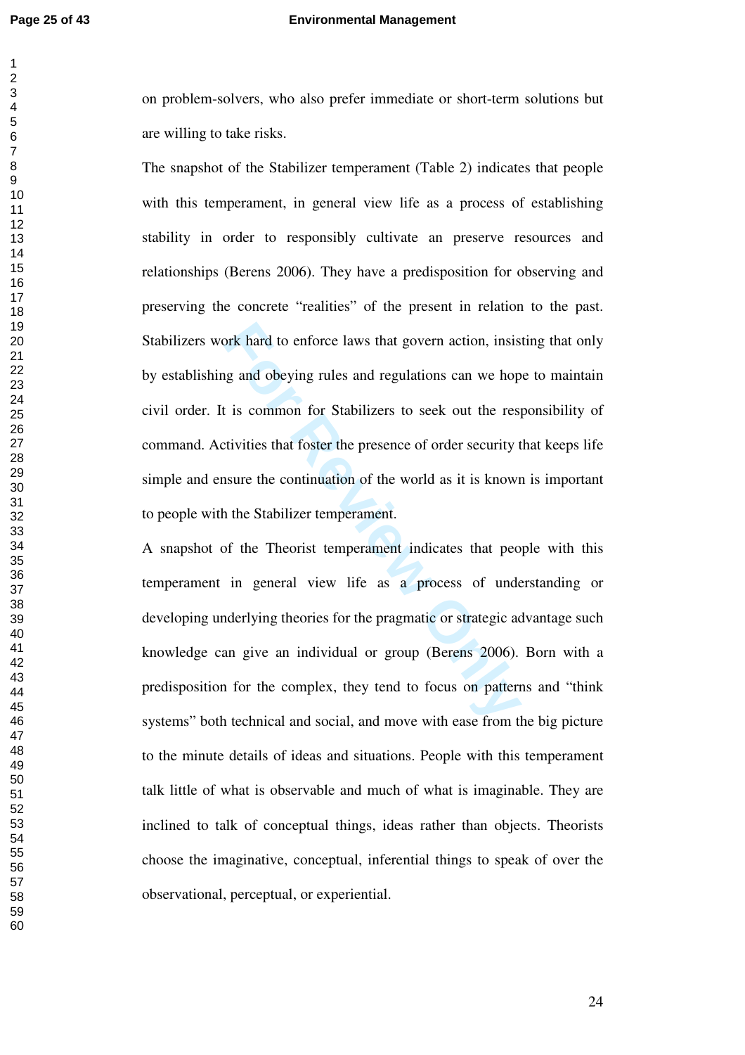on problem-solvers, who also prefer immediate or short-term solutions but are willing to take risks.

The snapshot of the Stabilizer temperament (Table 2) indicates that people with this temperament, in general view life as a process of establishing stability in order to responsibly cultivate an preserve resources and relationships (Berens 2006). They have a predisposition for observing and preserving the concrete "realities" of the present in relation to the past. Stabilizers work hard to enforce laws that govern action, insisting that only by establishing and obeying rules and regulations can we hope to maintain civil order. It is common for Stabilizers to seek out the responsibility of command. Activities that foster the presence of order security that keeps life simple and ensure the continuation of the world as it is known is important to people with the Stabilizer temperament.

A snapshot of the Theorist temperament indicates that people with this temperament in general view life as a process of understanding or developing underlying theories for the pragmatic or strategic advantage such knowledge can give an individual or group (Berens 2006). Born with a predisposition for the complex, they tend to focus on patterns and "think systems" both technical and social, and move with ease from the big picture to the minute details of ideas and situations. People with this temperament talk little of what is observable and much of what is imaginable. They are inclined to talk of conceptual things, ideas rather than objects. Theorists choose the imaginative, conceptual, inferential things to speak of over the observational, perceptual, or experiential.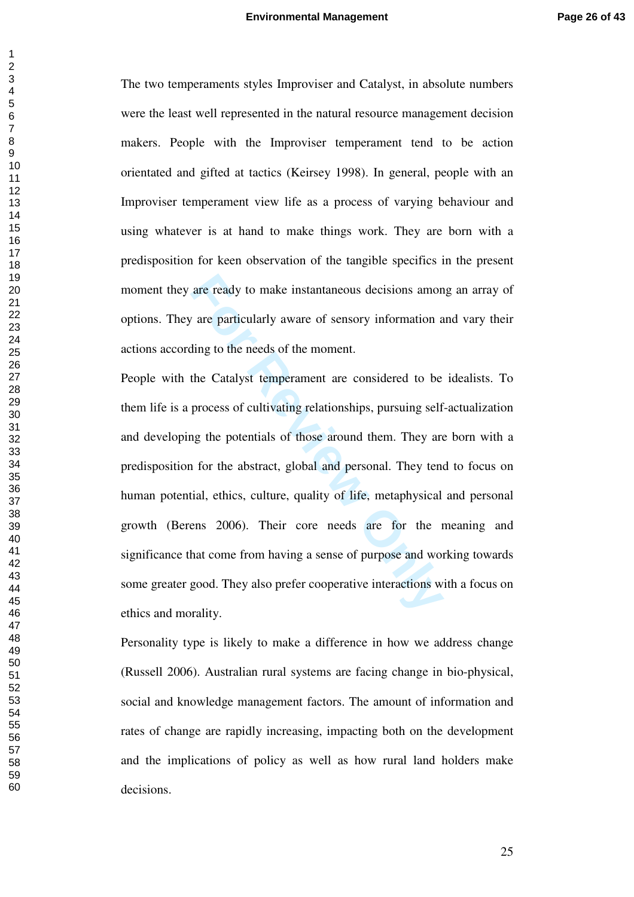The two temperaments styles Improviser and Catalyst, in absolute numbers were the least well represented in the natural resource management decision makers. People with the Improviser temperament tend to be action orientated and gifted at tactics (Keirsey 1998). In general, people with an Improviser temperament view life as a process of varying behaviour and using whatever is at hand to make things work. They are born with a predisposition for keen observation of the tangible specifics in the present moment they are ready to make instantaneous decisions among an array of options. They are particularly aware of sensory information and vary their actions according to the needs of the moment.

People with the Catalyst temperament are considered to be idealists. To them life is a process of cultivating relationships, pursuing self-actualization and developing the potentials of those around them. They are born with a predisposition for the abstract, global and personal. They tend to focus on human potential, ethics, culture, quality of life, metaphysical and personal growth (Berens 2006). Their core needs are for the meaning and significance that come from having a sense of purpose and working towards some greater good. They also prefer cooperative interactions with a focus on ethics and morality.

Personality type is likely to make a difference in how we address change (Russell 2006). Australian rural systems are facing change in bio-physical, social and knowledge management factors. The amount of information and rates of change are rapidly increasing, impacting both on the development and the implications of policy as well as how rural land holders make decisions.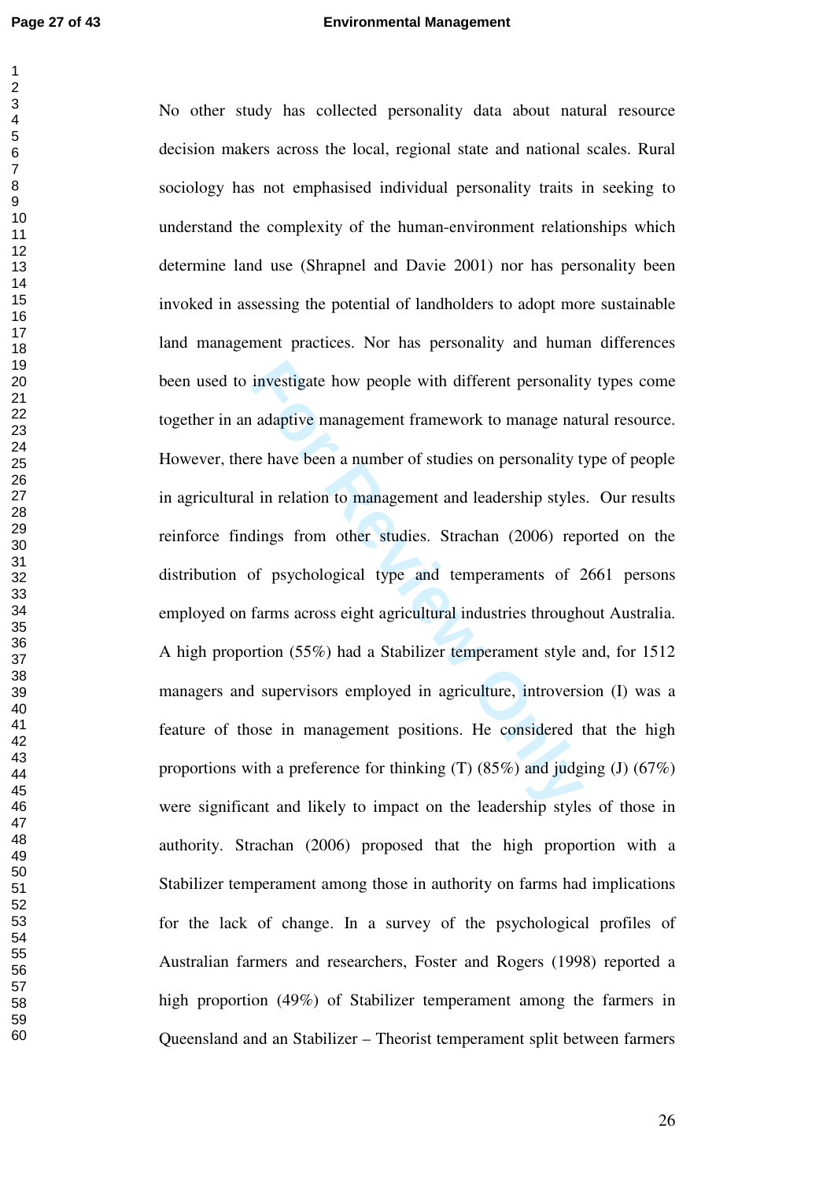No other study has collected personality data about natural resource decision makers across the local, regional state and national scales. Rural sociology has not emphasised individual personality traits in seeking to understand the complexity of the human-environment relationships which determine land use (Shrapnel and Davie 2001) nor has personality been invoked in assessing the potential of landholders to adopt more sustainable land management practices. Nor has personality and human differences been used to investigate how people with different personality types come together in an adaptive management framework to manage natural resource. However, there have been a number of studies on personality type of people in agricultural in relation to management and leadership styles. Our results reinforce findings from other studies. Strachan (2006) reported on the distribution of psychological type and temperaments of 2661 persons employed on farms across eight agricultural industries throughout Australia. A high proportion (55%) had a Stabilizer temperament style and, for 1512 managers and supervisors employed in agriculture, introversion (I) was a feature of those in management positions. He considered that the high proportions with a preference for thinking (T) (85%) and judging (J) (67%) were significant and likely to impact on the leadership styles of those in authority. Strachan (2006) proposed that the high proportion with a Stabilizer temperament among those in authority on farms had implications for the lack of change. In a survey of the psychological profiles of Australian farmers and researchers, Foster and Rogers (1998) reported a high proportion (49%) of Stabilizer temperament among the farmers in Queensland and an Stabilizer – Theorist temperament split between farmers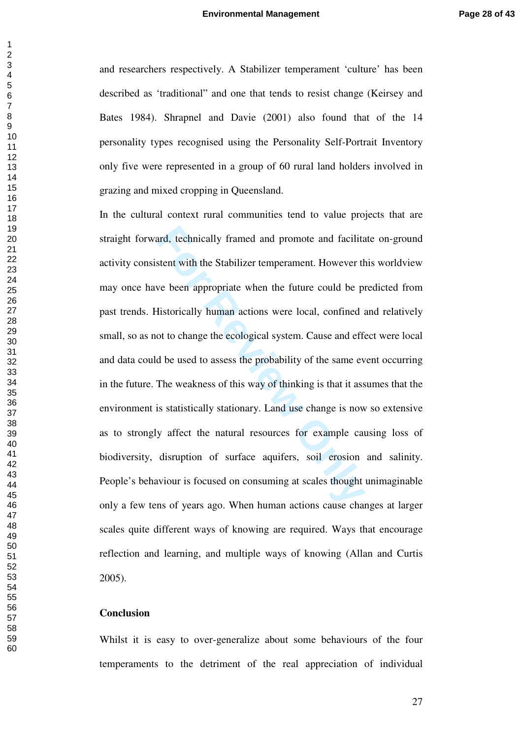and researchers respectively. A Stabilizer temperament 'culture' has been described as 'traditional" and one that tends to resist change (Keirsey and Bates 1984). Shrapnel and Davie (2001) also found that of the 14 personality types recognised using the Personality Self-Portrait Inventory only five were represented in a group of 60 rural land holders involved in grazing and mixed cropping in Queensland.

In the cultural context rural communities tend to value projects that are straight forward, technically framed and promote and facilitate on-ground activity consistent with the Stabilizer temperament. However this worldview may once have been appropriate when the future could be predicted from past trends. Historically human actions were local, confined and relatively small, so as not to change the ecological system. Cause and effect were local and data could be used to assess the probability of the same event occurring in the future. The weakness of this way of thinking is that it assumes that the environment is statistically stationary. Land use change is now so extensive as to strongly affect the natural resources for example causing loss of biodiversity, disruption of surface aquifers, soil erosion and salinity. People's behaviour is focused on consuming at scales thought unimaginable only a few tens of years ago. When human actions cause changes at larger scales quite different ways of knowing are required. Ways that encourage reflection and learning, and multiple ways of knowing (Allan and Curtis 2005).

## Conclusion

Whilst it is easy to over-generalize about some behaviours of the four temperaments to the detriment of the real appreciation of individual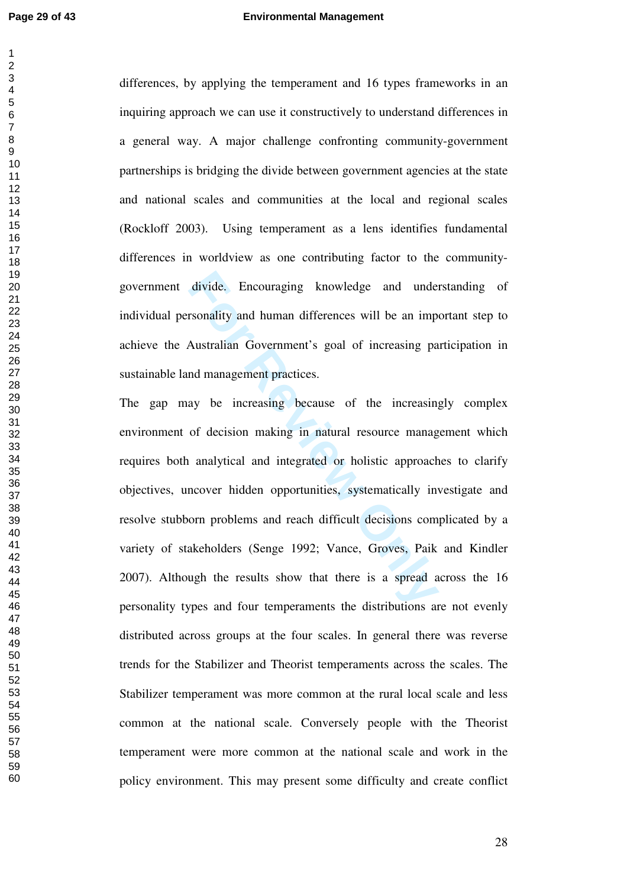differences, by applying the temperament and 16 types frameworks in an inquiring approach we can use it constructively to understand differences in a general way. A major challenge confronting community-government partnerships is bridging the divide between government agencies at the state and national scales and communities at the local and regional scales (Rockloff 2003). Using temperament as a lens identifies fundamental differences in worldview as one contributing factor to the community-government divide. Encouraging knowledge and understanding of individual personality and human differences will be an important step to achieve the Australian Government's goal of increasing participation in sustainable land management practices.

The gap may be increasing because of the increasingly complex environment of decision making in natural resource management which requires both analytical and integrated or holistic approaches to clarify objectives, uncover hidden opportunities, systematically investigate and resolve stubborn problems and reach difficult decisions complicated by a variety of stakeholders (Senge 1992; Vance, Groves, Paik and Kindler 2007). Although the results show that there is a spread across the 16 personality types and four temperaments the distributions are not evenly distributed across groups at the four scales. In general there was reverse trends for the Stabilizer and Theorist temperaments across the scales. The Stabilizer temperament was more common at the rural local scale and less common at the national scale. Conversely people with the Theorist temperament were more common at the national scale and work in the policy environment. This may present some difficulty and create conflict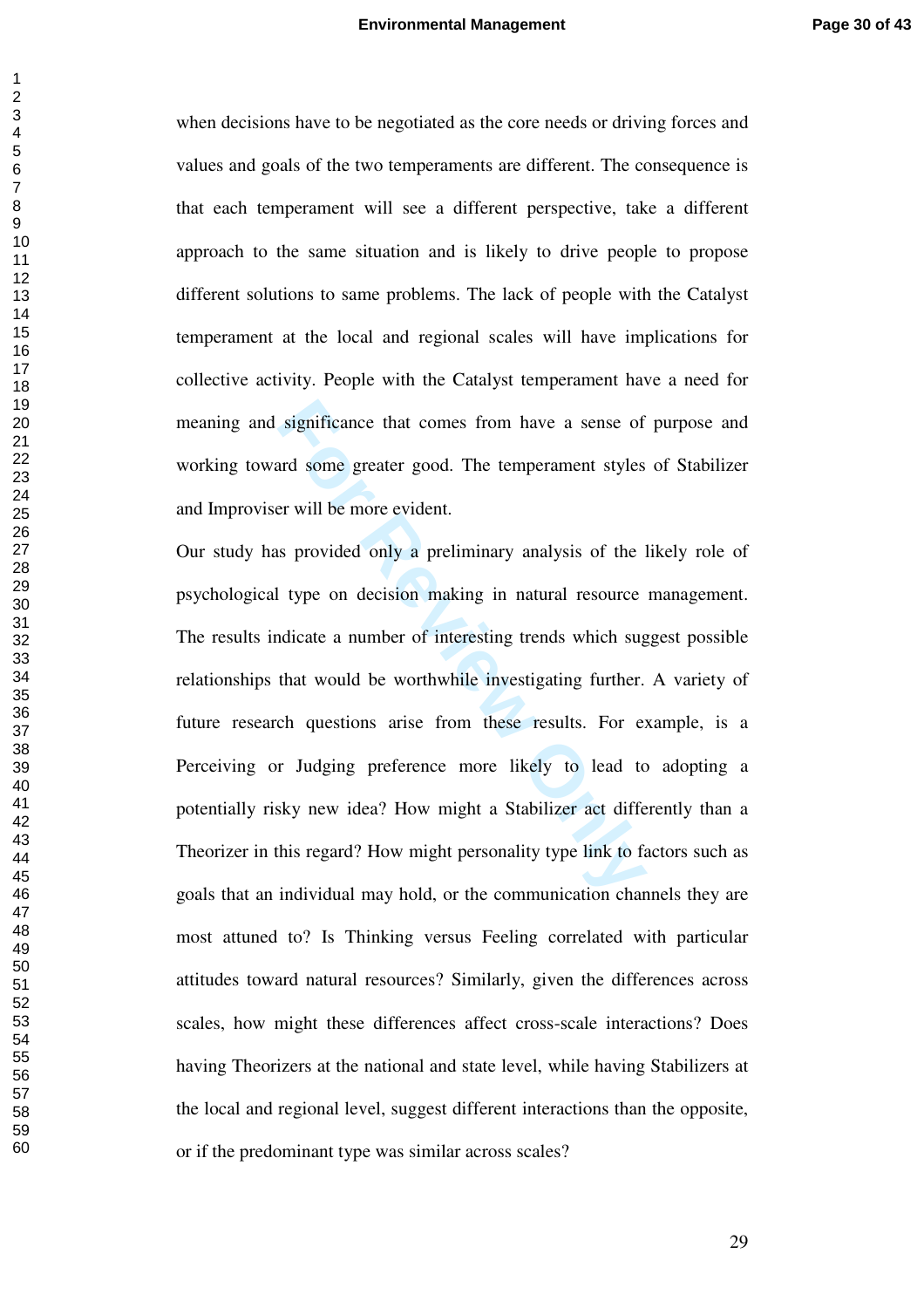when decisions have to be negotiated as the core needs or driving forces and values and goals of the two temperaments are different. The consequence is that each temperament will see a different perspective, take a different approach to the same situation and is likely to drive people to propose different solutions to same problems. The lack of people with the Catalyst temperament at the local and regional scales will have implications for collective activity. People with the Catalyst temperament have a need for meaning and significance that comes from have a sense of purpose and working toward some greater good. The temperament styles of Stabilizer and Improviser will be more evident.

Our study has provided only a preliminary analysis of the likely role of psychological type on decision making in natural resource management. The results indicate a number of interesting trends which suggest possible relationships that would be worthwhile investigating further. A variety of future research questions arise from these results. For example, is a Perceiving or Judging preference more likely to lead to adopting a potentially risky new idea? How might a Stabilizer act differently than a Theorizer in this regard? How might personality type link to factors such as goals that an individual may hold, or the communication channels they are most attuned to? Is Thinking versus Feeling correlated with particular attitudes toward natural resources? Similarly, given the differences across scales, how might these differences affect cross-scale interactions? Does having Theorizers at the national and state level, while having Stabilizers at the local and regional level, suggest different interactions than the opposite, or if the predominant type was similar across scales?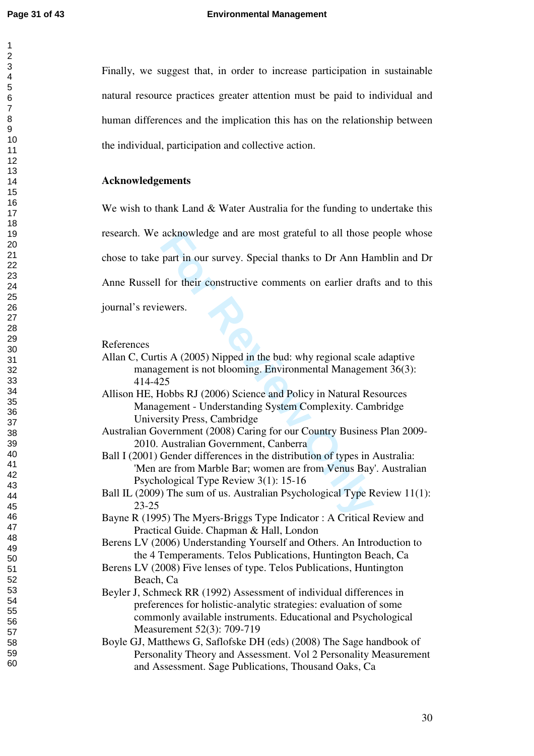Finally, we suggest that, in order to increase participation in sustainable natural resource practices greater attention must be paid to individual and human differences and the implication this has on the relationship between the individual, participation and collective action.

## Acknowledgements

We wish to thank Land & Water Australia for the funding to undertake this research. We acknowledge and are most grateful to all those people whose chose to take part in our survey. Special thanks to Dr Ann Hamblin and Dr Anne Russell for their constructive comments on earlier drafts and to this journal's reviewers.

References

Allan C, Curtis A (2005) Nipped in the bud: why regional scale adaptive management is not blooming. Environmental Management 36(3): 414-425

Allison HE, Hobbs RJ (2006) Science and Policy in Natural Resources Management - Understanding System Complexity. Cambridge University Press, Cambridge

Australian Government (2008) Caring for our Country Business Plan 2009-2010. Australian Government, Canberra

Ball I (2001) Gender differences in the distribution of types in Australia: 'Men are from Marble Bar; women are from Venus Bay'. Australian Psychological Type Review 3(1): 15-16

Ball IL (2009) The sum of us. Australian Psychological Type Review 11(1): 23-25

Bayne R (1995) The Myers-Briggs Type Indicator : A Critical Review and Practical Guide. Chapman & Hall, London

Berens LV (2006) Understanding Yourself and Others. An Introduction to the 4 Temperaments. Telos Publications, Huntington Beach, Ca

Berens LV (2008) Five lenses of type. Telos Publications, Huntington Beach, Ca

Beyler J, Schmeck RR (1992) Assessment of individual differences in preferences for holistic-analytic strategies: evaluation of some commonly available instruments. Educational and Psychological Measurement 52(3): 709-719

Boyle GJ, Matthews G, Saflofske DH (eds) (2008) The Sage handbook of Personality Theory and Assessment. Vol 2 Personality Measurement and Assessment. Sage Publications, Thousand Oaks, Ca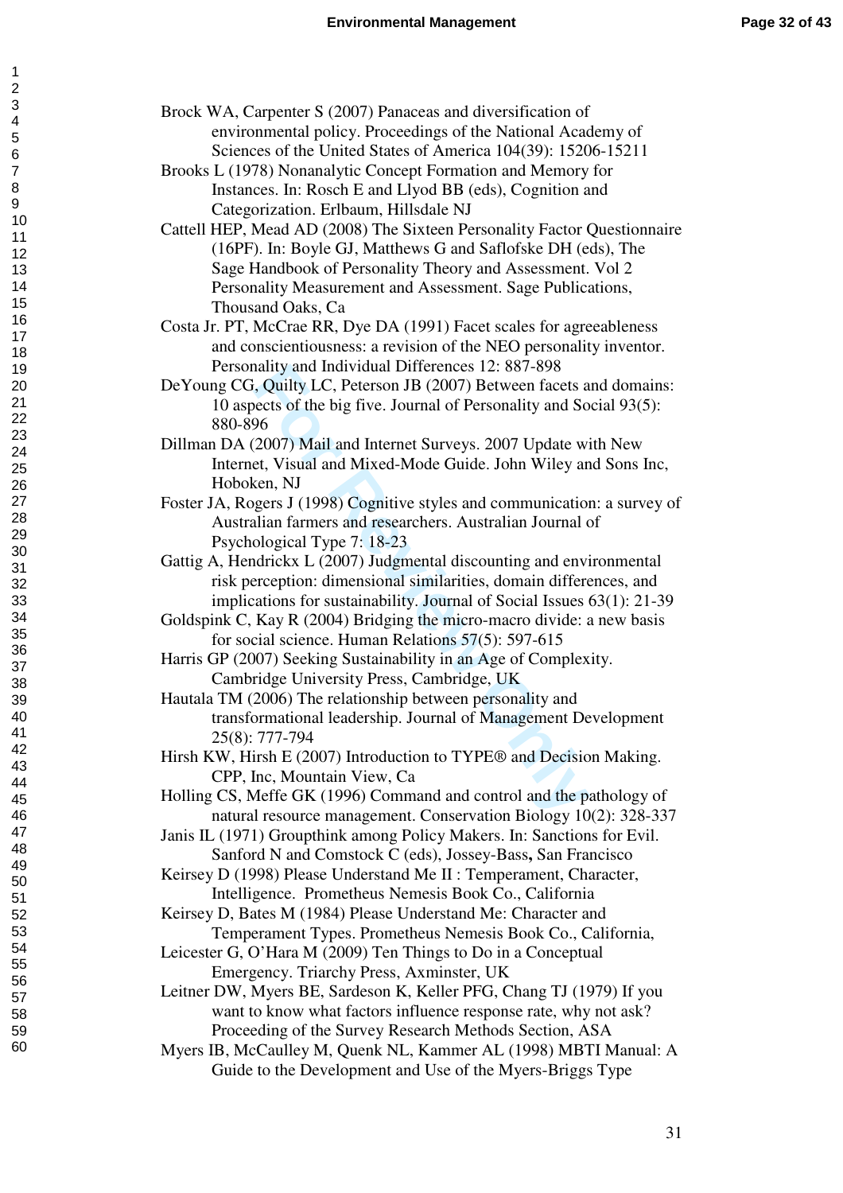Brock WA, Carpenter S (2007) Panaceas and diversification of environmental policy. Proceedings of the National Academy of Sciences of the United States of America 104(39): 15206-15211

Brooks L (1978) Nonanalytic Concept Formation and Memory for Instances. In: Rosch E and Llyod BB (eds), Cognition and Categorization. Erlbaum, Hillsdale NJ

Cattell HEP, Mead AD (2008) The Sixteen Personality Factor Questionnaire (16PF). In: Boyle GJ, Matthews G and Saflofske DH (eds), The Sage Handbook of Personality Theory and Assessment. Vol 2 Personality Measurement and Assessment. Sage Publications, Thousand Oaks, Ca

Costa Jr. PT, McCrae RR, Dye DA (1991) Facet scales for agreeableness and conscientiousness: a revision of the NEO personality inventor. Personality and Individual Differences 12: 887-898

DeYoung CG, Quilty LC, Peterson JB (2007) Between facets and domains: 10 aspects of the big five. Journal of Personality and Social 93(5): 880-896

Dillman DA (2007) Mail and Internet Surveys. 2007 Update with New Internet, Visual and Mixed-Mode Guide. John Wiley and Sons Inc, Hoboken, NJ

Foster JA, Rogers J (1998) Cognitive styles and communication: a survey of Australian farmers and researchers. Australian Journal of Psychological Type 7: 18-23

Gattig A, Hendrickx L (2007) Judgmental discounting and environmental risk perception: dimensional similarities, domain differences, and implications for sustainability. Journal of Social Issues 63(1): 21-39

Goldspink C, Kay R (2004) Bridging the micro-macro divide: a new basis for social science. Human Relations 57(5): 597-615

Harris GP (2007) Seeking Sustainability in an Age of Complexity. Cambridge University Press, Cambridge, UK

Hautala TM (2006) The relationship between personality and transformational leadership. Journal of Management Development 25(8): 777-794

Hirsh KW, Hirsh E (2007) Introduction to TYPE® and Decision Making. CPP, Inc, Mountain View, Ca

Holling CS, Meffe GK (1996) Command and control and the pathology of natural resource management. Conservation Biology 10(2): 328-337

Janis IL (1971) Groupthink among Policy Makers. In: Sanctions for Evil. Sanford N and Comstock C (eds), Jossey-Bass**,** San Francisco

Keirsey D (1998) Please Understand Me II : Temperament, Character, Intelligence. Prometheus Nemesis Book Co., California

Keirsey D, Bates M (1984) Please Understand Me: Character and Temperament Types. Prometheus Nemesis Book Co., California,

Leicester G, O'Hara M (2009) Ten Things to Do in a Conceptual Emergency. Triarchy Press, Axminster, UK

Leitner DW, Myers BE, Sardeson K, Keller PFG, Chang TJ (1979) If you want to know what factors influence response rate, why not ask? Proceeding of the Survey Research Methods Section, ASA

Myers IB, McCaulley M, Quenk NL, Kammer AL (1998) MBTI Manual: A Guide to the Development and Use of the Myers-Briggs Type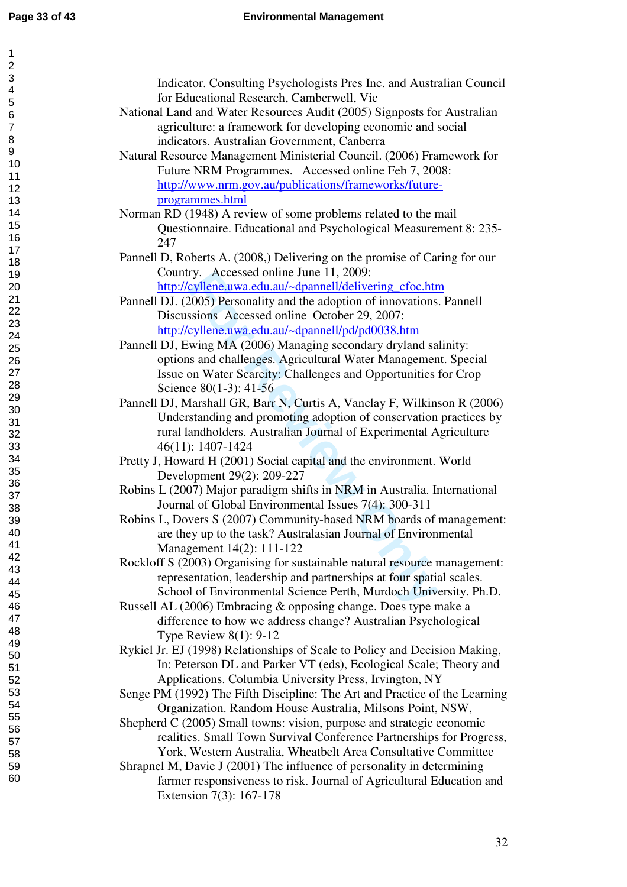Indicator. Consulting Psychologists Pres Inc. and Australian Council for Educational Research, Camberwell, Vic

National Land and Water Resources Audit (2005) Signposts for Australian agriculture: a framework for developing economic and social indicators. Australian Government, Canberra

Natural Resource Management Ministerial Council. (2006) Framework for Future NRM Programmes. Accessed online Feb 7, 2008: http://www.nrm.gov.au/publications/frameworks/future-programmes.html

Norman RD (1948) A review of some problems related to the mail Questionnaire. Educational and Psychological Measurement 8: 235-247

Pannell D, Roberts A. (2008,) Delivering on the promise of Caring for our Country. Accessed online June 11, 2009: http://cyllene.uwa.edu.au/~dpannell/delivering_cfoc.htm

Pannell DJ. (2005) Personality and the adoption of innovations. Pannell Discussions Accessed online October 29, 2007: http://cyllene.uwa.edu.au/~dpannell/pd/pd0038.htm

Pannell DJ, Ewing MA (2006) Managing secondary dryland salinity: options and challenges. Agricultural Water Management. Special Issue on Water Scarcity: Challenges and Opportunities for Crop Science 80(1-3): 41-56

Pannell DJ, Marshall GR, Barr N, Curtis A, Vanclay F, Wilkinson R (2006) Understanding and promoting adoption of conservation practices by rural landholders. Australian Journal of Experimental Agriculture 46(11): 1407-1424

Pretty J, Howard H (2001) Social capital and the environment. World Development 29(2): 209-227

Robins L (2007) Major paradigm shifts in NRM in Australia. International Journal of Global Environmental Issues 7(4): 300-311

Robins L, Dovers S (2007) Community-based NRM boards of management: are they up to the task? Australasian Journal of Environmental Management 14(2): 111-122

Rockloff S (2003) Organising for sustainable natural resource management: representation, leadership and partnerships at four spatial scales. School of Environmental Science Perth, Murdoch University. Ph.D.

Russell AL (2006) Embracing & opposing change. Does type make a difference to how we address change? Australian Psychological Type Review 8(1): 9-12

Rykiel Jr. EJ (1998) Relationships of Scale to Policy and Decision Making, In: Peterson DL and Parker VT (eds), Ecological Scale; Theory and Applications. Columbia University Press, Irvington, NY

Senge PM (1992) The Fifth Discipline: The Art and Practice of the Learning Organization. Random House Australia, Milsons Point, NSW,

Shepherd C (2005) Small towns: vision, purpose and strategic economic realities. Small Town Survival Conference Partnerships for Progress, York, Western Australia, Wheatbelt Area Consultative Committee

Shrapnel M, Davie J (2001) The influence of personality in determining farmer responsiveness to risk. Journal of Agricultural Education and Extension 7(3): 167-178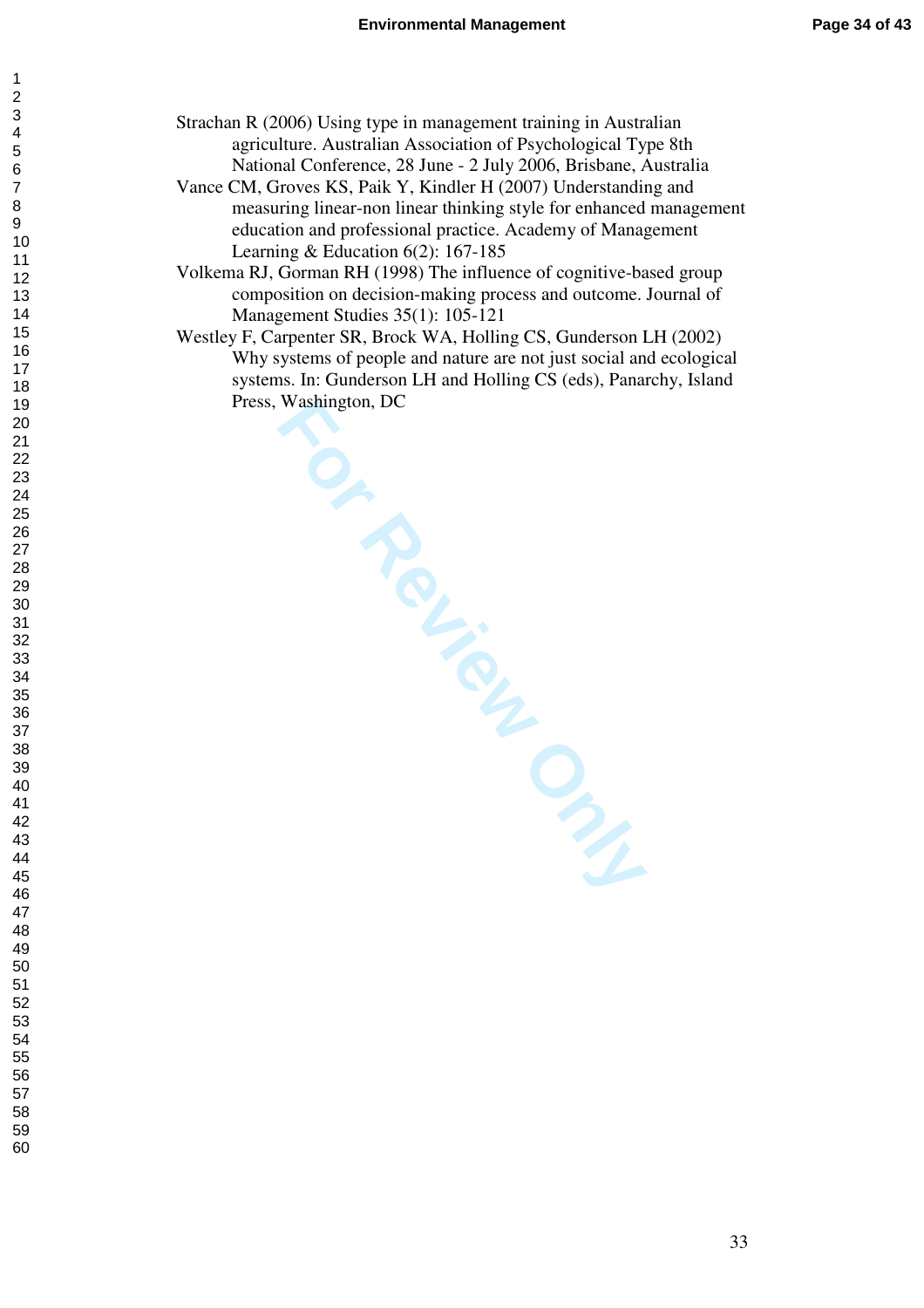Strachan R (2006) Using type in management training in Australian agriculture. Australian Association of Psychological Type 8th National Conference, 28 June - 2 July 2006, Brisbane, Australia

Vance CM, Groves KS, Paik Y, Kindler H (2007) Understanding and measuring linear-non linear thinking style for enhanced management education and professional practice. Academy of Management Learning & Education 6(2): 167-185

Volkema RJ, Gorman RH (1998) The influence of cognitive-based group composition on decision-making process and outcome. Journal of Management Studies 35(1): 105-121

Westley F, Carpenter SR, Brock WA, Holling CS, Gunderson LH (2002) Why systems of people and nature are not just social and ecological systems. In: Gunderson LH and Holling CS (eds), Panarchy, Island Press, Washington, DC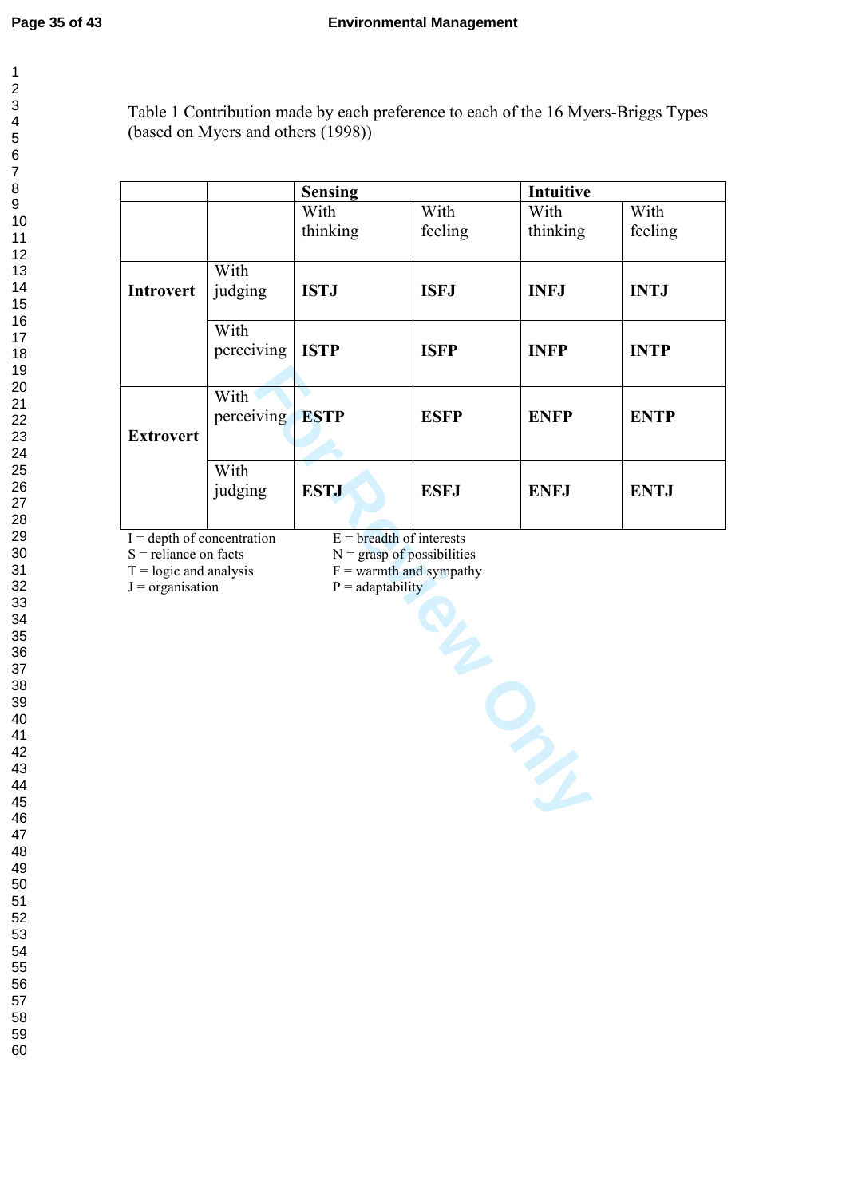Table 1 Contribution made by each preference to each of the 16 Myers-Briggs Types (based on Myers and others (1998))

| | | **Sensing** | | **Intuitive** | |
|---|---|---|---|---|---|
| | | With thinking | With feeling | With thinking | With feeling |
| **Introvert** | With judging | **ISTJ** | **ISFJ** | **INFJ** | **INTJ** |
| | With perceiving | **ISTP** | **ISFP** | **INFP** | **INTP** |
| **Extrovert** | With perceiving | **ESTP** | **ESFP** | **ENFP** | **ENTP** |
| | With judging | **ESTJ** | **ESFJ** | **ENFJ** | **ENTJ** |

I = depth of concentration
S = reliance on facts
T = logic and analysis
J = organisation

E = breadth of interests
N = grasp of possibilities
F = warmth and sympathy
P = adaptability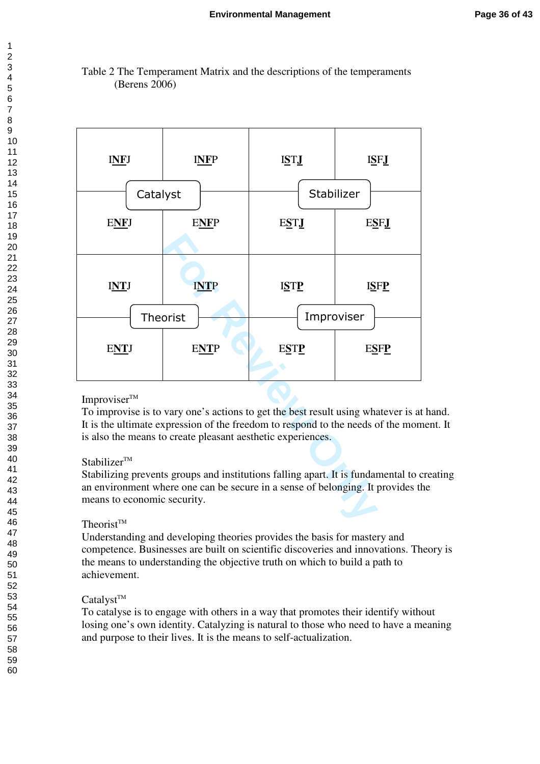Table 2 The Temperament Matrix and the descriptions of the temperaments (Berens 2006)

| | | | |
|---|---|---|---|
| INFJ | INFP | ISTJ | ISFJ |
| Catalyst | | Stabilizer | |
| ENFJ | ENFP | ESTJ | ESFJ |
| INTJ | INTP | ISTP | ISFP |
| Theorist | | Improviser | |
| ENTJ | ENTP | ESTP | ESFP |

Improviser™
To improvise is to vary one's actions to get the best result using whatever is at hand. It is the ultimate expression of the freedom to respond to the needs of the moment. It is also the means to create pleasant aesthetic experiences.

Stabilizer™
Stabilizing prevents groups and institutions falling apart. It is fundamental to creating an environment where one can be secure in a sense of belonging. It provides the means to economic security.

Theorist™
Understanding and developing theories provides the basis for mastery and competence. Businesses are built on scientific discoveries and innovations. Theory is the means to understanding the objective truth on which to build a path to achievement.

Catalyst™
To catalyse is to engage with others in a way that promotes their identify without losing one's own identity. Catalyzing is natural to those who need to have a meaning and purpose to their lives. It is the means to self-actualization.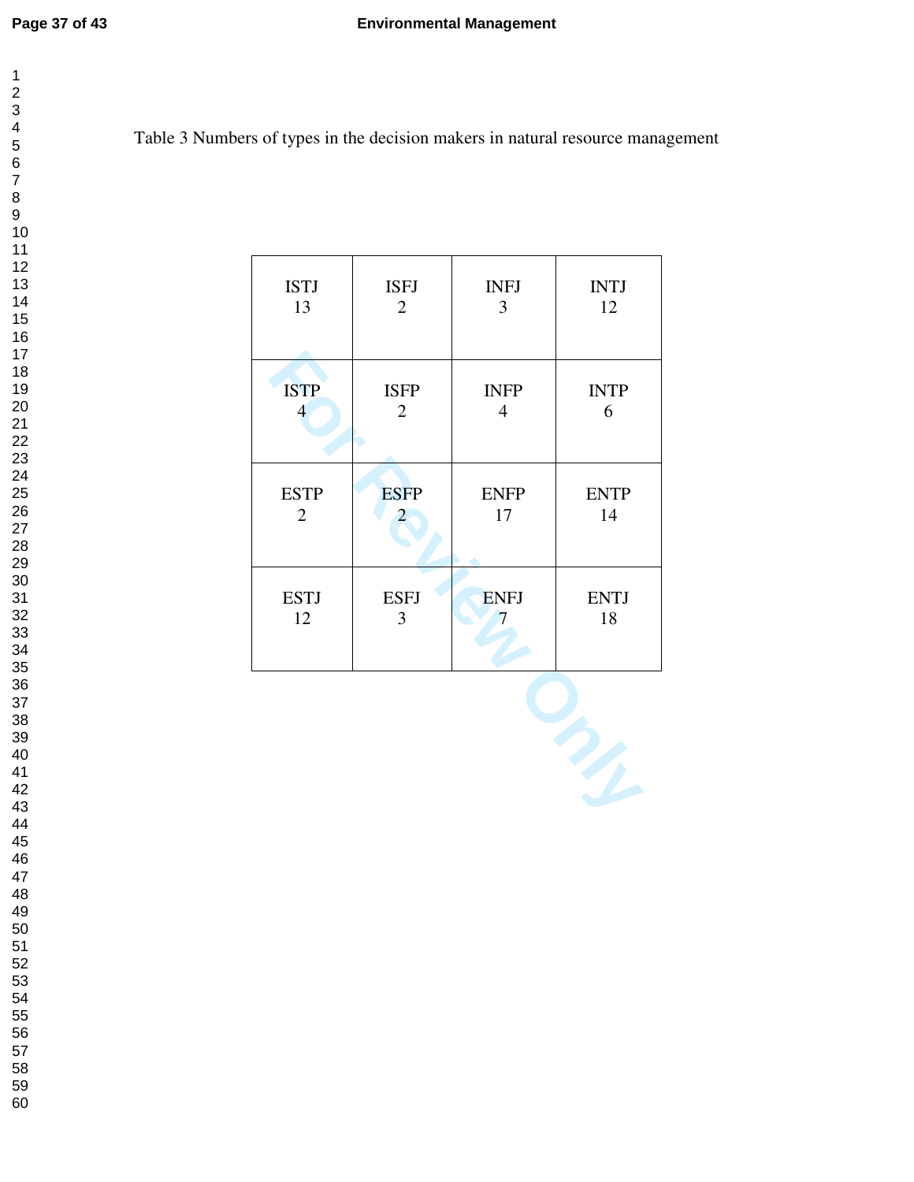Table 3 Numbers of types in the decision makers in natural resource management

| | | | |
|---|---|---|---|
| ISTJ<br>13 | ISFJ<br>2 | INFJ<br>3 | INTJ<br>12 |
| ISTP<br>4 | ISFP<br>2 | INFP<br>4 | INTP<br>6 |
| ESTP<br>2 | ESFP<br>2 | ENFP<br>17 | ENTP<br>14 |
| ESTJ<br>12 | ESFJ<br>3 | ENFJ<br>7 | ENTJ<br>18 |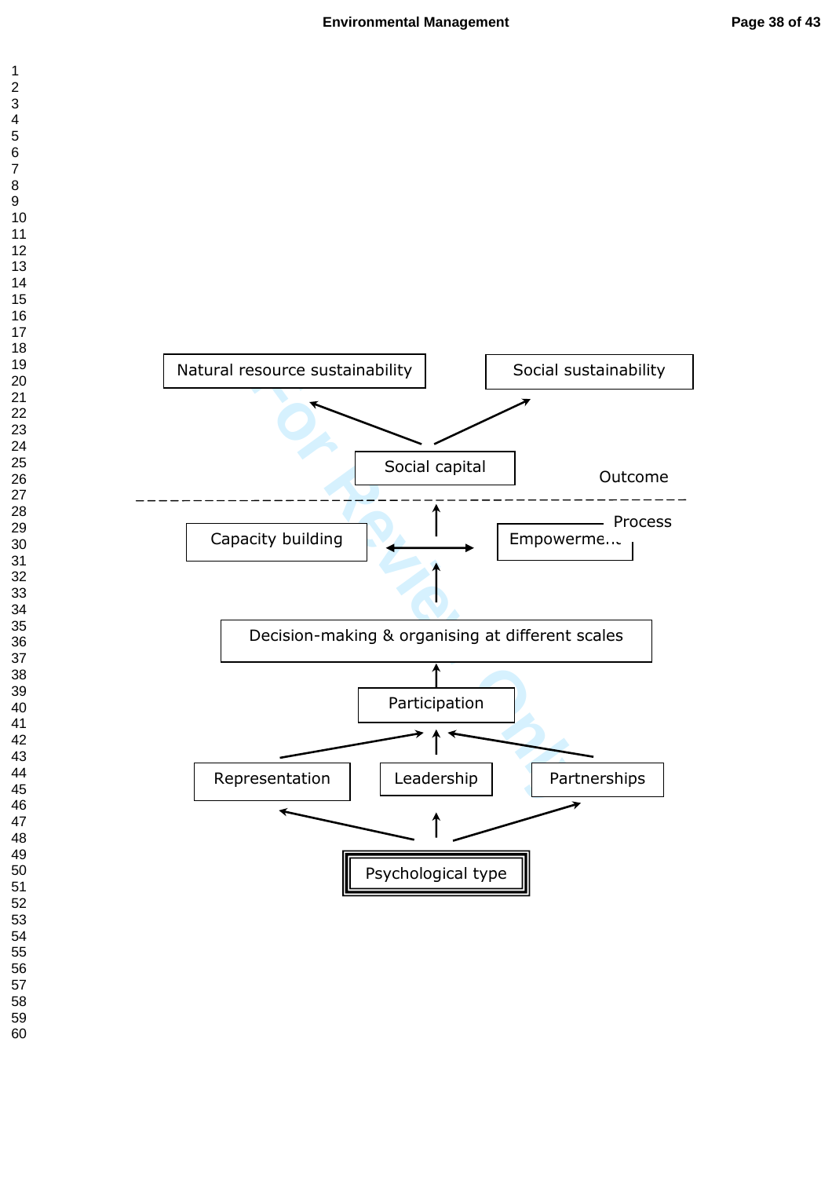Natural resource sustainability

Social sustainability

Social capital

Outcome

Process

Capacity building

Empowerment

Decision-making & organising at different scales

Participation

Representation

Leadership

Partnerships

Psychological type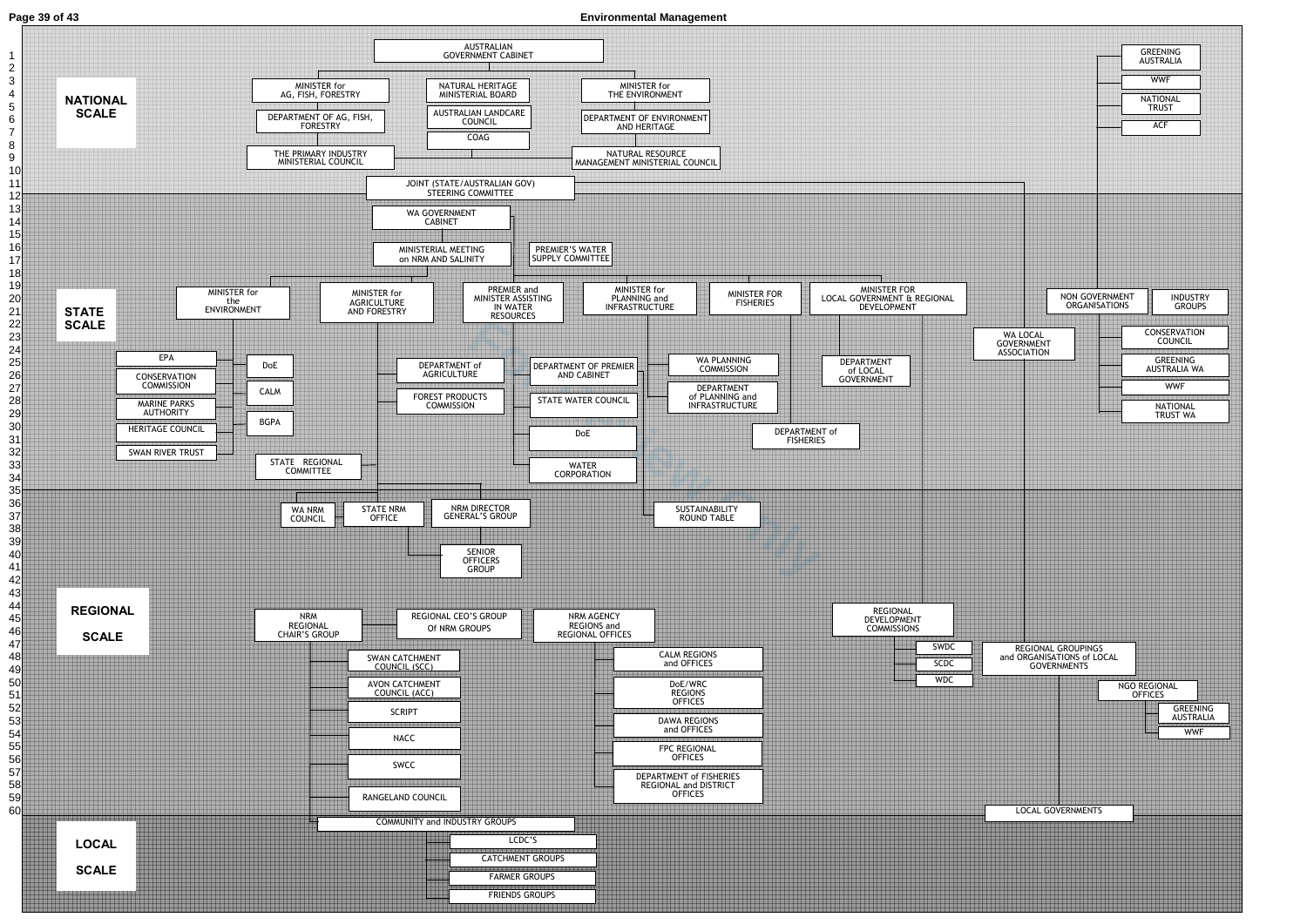## NATIONAL SCALE

- AUSTRALIAN GOVERNMENT CABINET
  - MINISTER for AG, FISH, FORESTRY
    - DEPARTMENT OF AG, FISH, FORESTRY
    - THE PRIMARY INDUSTRY MINISTERIAL COUNCIL
  - NATURAL HERITAGE MINISTERIAL BOARD
    - AUSTRALIAN LANDCARE COUNCIL
    - COAG
  - MINISTER for THE ENVIRONMENT
    - DEPARTMENT OF ENVIRONMENT AND HERITAGE
    - NATURAL RESOURCE MANAGEMENT MINISTERIAL COUNCIL
  - JOINT (STATE/AUSTRALIAN GOV) STEERING COMMITTEE
- GREENING AUSTRALIA
- WWF
- NATIONAL TRUST
- ACF

## STATE SCALE

- WA GOVERNMENT CABINET
  - MINISTERIAL MEETING on NRM AND SALINITY
  - PREMIER'S WATER SUPPLY COMMITTEE
  - MINISTER for the ENVIRONMENT
    - EPA
    - CONSERVATION COMMISSION
    - MARINE PARKS AUTHORITY
    - HERITAGE COUNCIL
    - SWAN RIVER TRUST
    - DoE
    - CALM
    - BGPA
  - MINISTER for AGRICULTURE AND FORESTRY
    - DEPARTMENT of AGRICULTURE
    - FOREST PRODUCTS COMMISSION
    - STATE REGIONAL COMMITTEE
  - PREMIER and MINISTER ASSISTING IN WATER RESOURCES
    - DEPARTMENT OF PREMIER AND CABINET
    - STATE WATER COUNCIL
    - DoE
    - WATER CORPORATION
  - MINISTER for PLANNING and INFRASTRUCTURE
    - WA PLANNING COMMISSION
    - DEPARTMENT of PLANNING and INFRASTRUCTURE
  - MINISTER FOR FISHERIES
    - DEPARTMENT of FISHERIES
  - MINISTER FOR LOCAL GOVERNMENT & REGIONAL DEVELOPMENT
    - DEPARTMENT of LOCAL GOVERNMENT
- WA LOCAL GOVERNMENT ASSOCIATION
- NON GOVERNMENT ORGANISATIONS
- INDUSTRY GROUPS
  - CONSERVATION COUNCIL
  - GREENING AUSTRALIA WA
  - WWF
  - NATIONAL TRUST WA

## REGIONAL SCALE

- WA NRM COUNCIL
- STATE NRM OFFICE
- NRM DIRECTOR GENERAL'S GROUP
  - SENIOR OFFICERS GROUP
- SUSTAINABILITY ROUND TABLE
- NRM REGIONAL CHAIR'S GROUP
  - SWAN CATCHMENT COUNCIL (SCC)
  - AVON CATCHMENT COUNCIL (ACC)
  - SCRIPT
  - NACC
  - SWCC
  - RANGELAND COUNCIL
- REGIONAL CEO'S GROUP Of NRM GROUPS
- NRM AGENCY REGIONS and REGIONAL OFFICES
  - CALM REGIONS and OFFICES
  - DoE/WRC REGIONS OFFICES
  - DAWA REGIONS and OFFICES
  - FPC REGIONAL OFFICES
  - DEPARTMENT of FISHERIES REGIONAL and DISTRICT OFFICES
- REGIONAL DEVELOPMENT COMMISSIONS
  - SWDC
  - SCDC
  - WDC
- REGIONAL GROUPINGS and ORGANISATIONS of LOCAL GOVERNMENTS
  - LOCAL GOVERNMENTS
- NGO REGIONAL OFFICES
  - GREENING AUSTRALIA
  - WWF

## LOCAL SCALE

- COMMUNITY and INDUSTRY GROUPS
  - LCDC'S
  - CATCHMENT GROUPS
  - FARMER GROUPS
  - FRIENDS GROUPS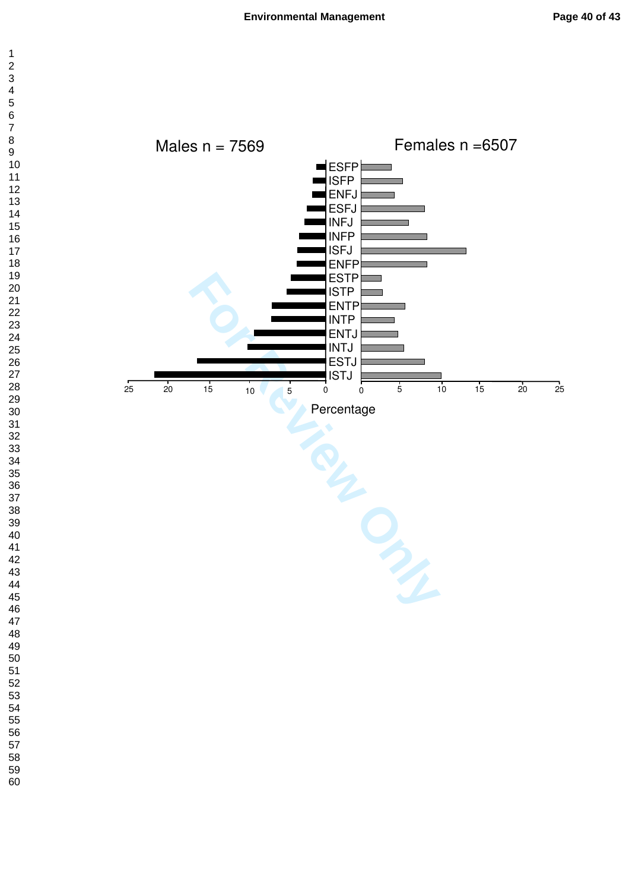Males n = 7569

Females n =6507

ESFP
ISFP
ENFJ
ESFJ
INFJ
INFP
ISFJ
ENFP
ESTP
ISTP
ENTP
INTP
ENTJ
INTJ
ESTJ
ISTJ

25 20 15 10 5 0 0 5 10 15 20 25

Percentage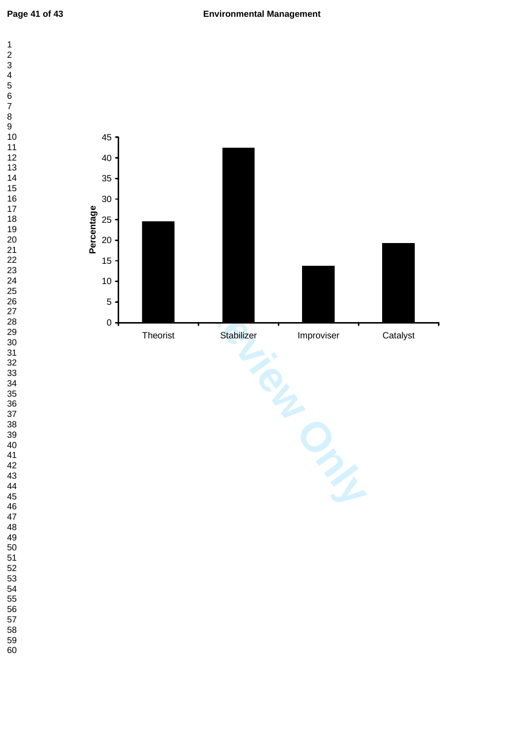Percentage

45
40
35
30
25
20
15
10
5
0

Theorist Stabilizer Improviser Catalyst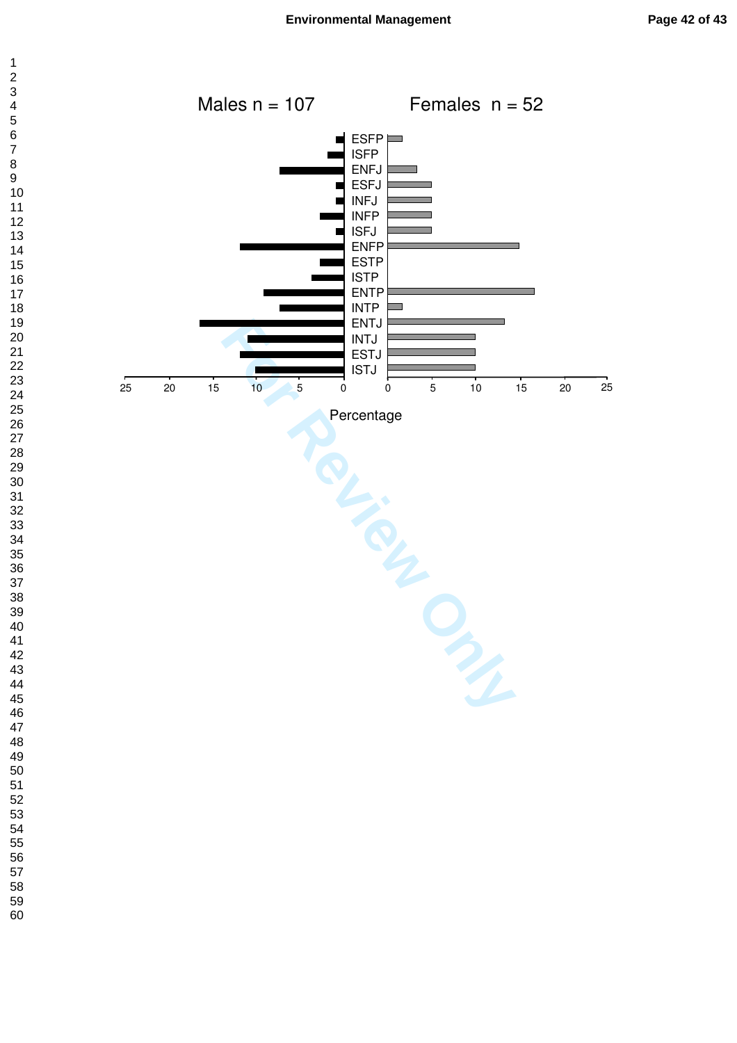Males n = 107 Females n = 52

ESFP
ISFP
ENFJ
ESFJ
INFJ
INFP
ISFJ
ENFP
ESTP
ISTP
ENTP
INTP
ENTJ
INTJ
ESTJ
ISTJ

25 20 15 10 5 0 0 5 10 15 20 25

Percentage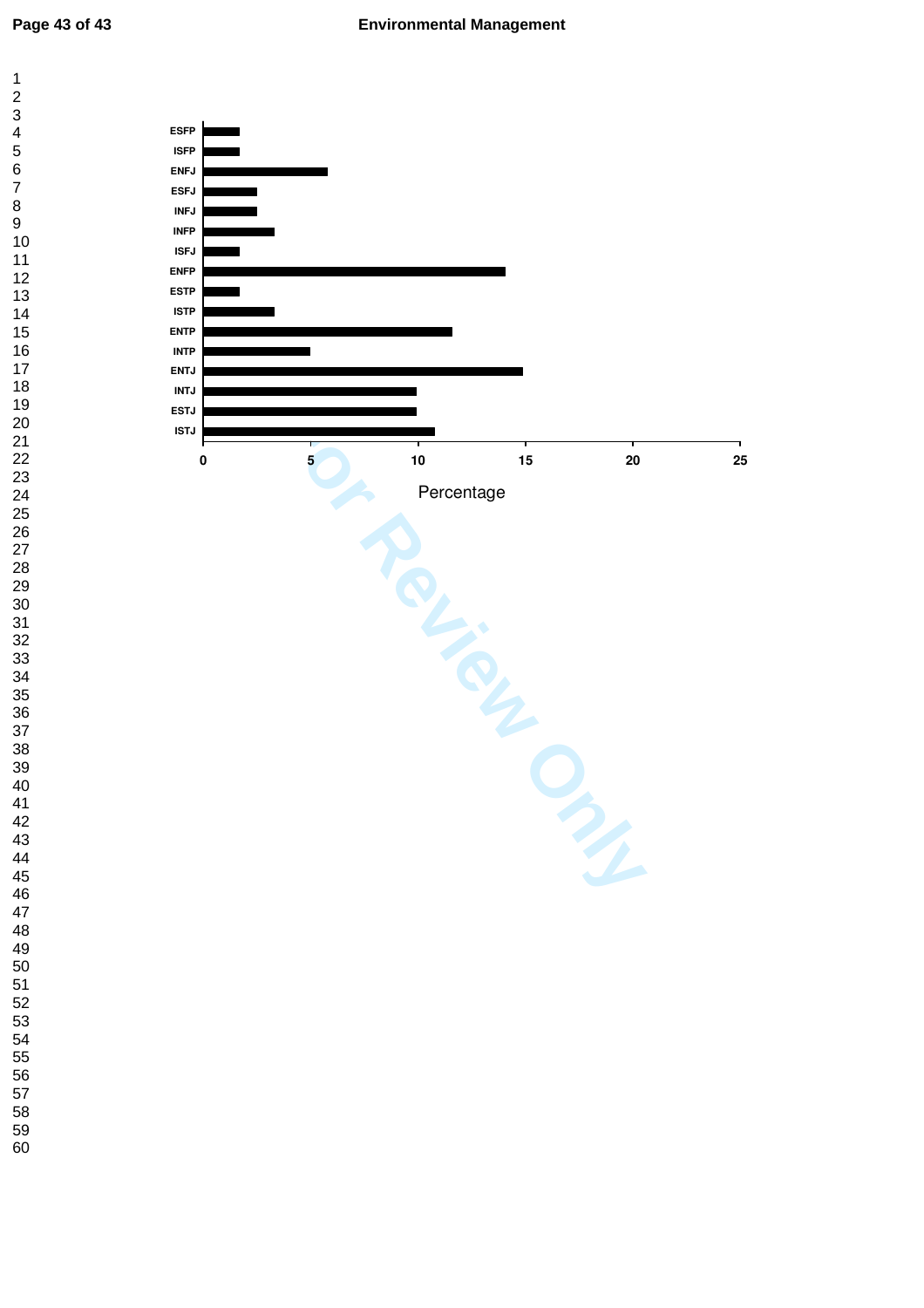ESFP
ISFP
ENFJ
ESFJ
INFJ
INFP
ISFJ
ENFP
ESTP
ISTP
ENTP
INTP
ENTJ
INTJ
ESTJ
ISTJ

0 5 10 15 20 25

Percentage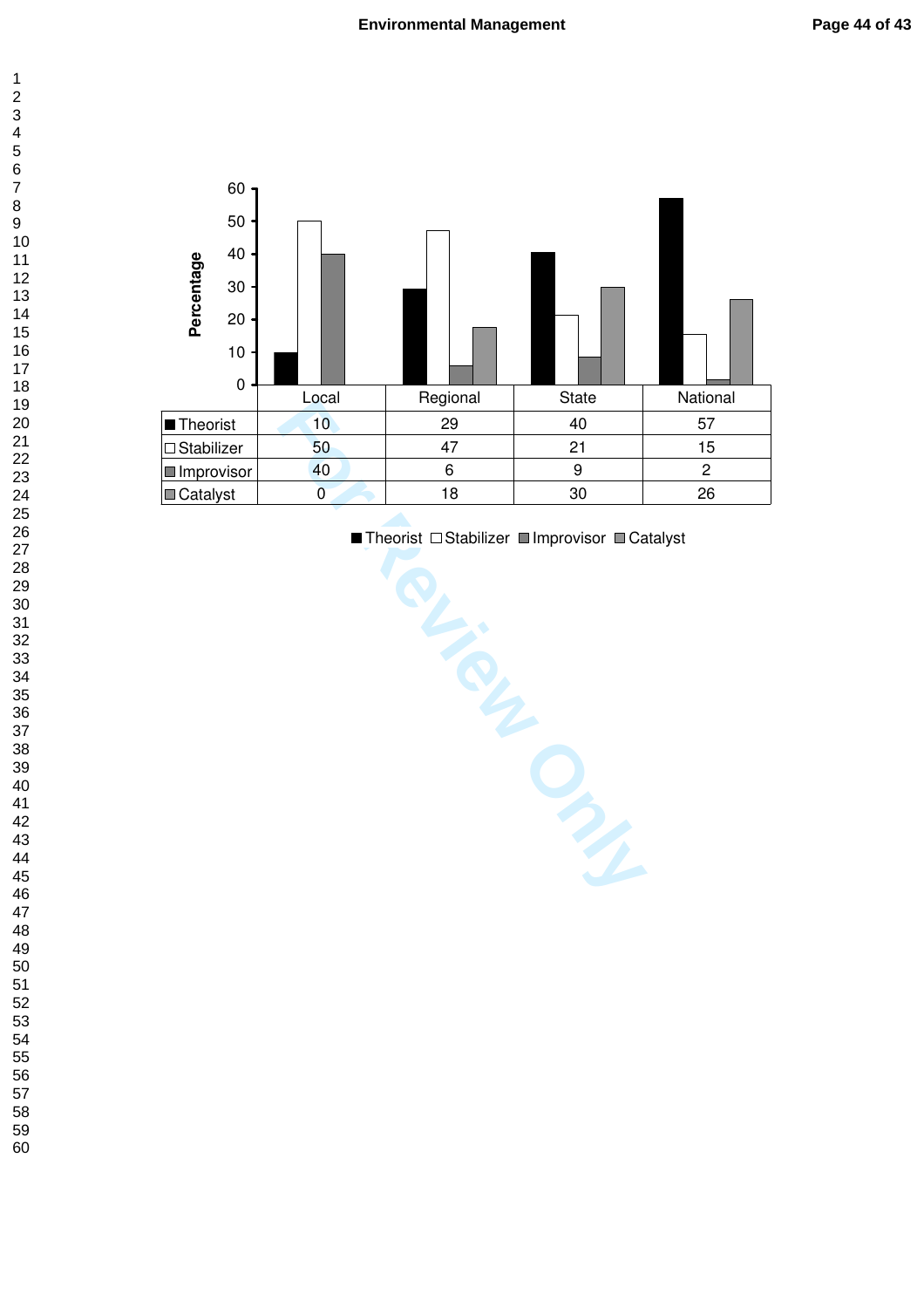Percentage

60
50
40
30
20
10
0

Local Regional State National

Theorist 10 29 40 57

Stabilizer 50 47 21 15

Improvisor 40 6 9 2

Catalyst 0 18 30 26

Theorist Stabilizer Improvisor Catalyst